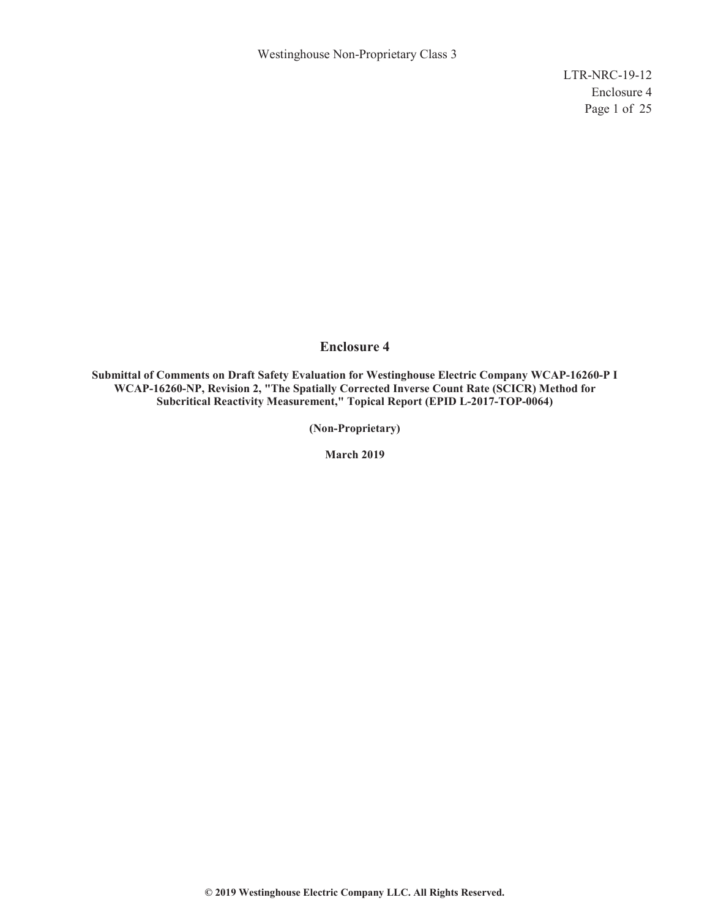Westinghouse Non-Proprietary Class 3

LTR-NRC-19-12
Enclosure 4

# Enclosure 4

**Submittal of Comments on Draft Safety Evaluation for Westinghouse Electric Company WCAP-16260-P I WCAP-16260-NP, Revision 2, "The Spatially Corrected Inverse Count Rate (SCICR) Method for Subcritical Reactivity Measurement," Topical Report (EPID L-2017-TOP-0064)**

**(Non-Proprietary)**

**March 2019**

**© 2019 Westinghouse Electric Company LLC. All Rights Reserved.**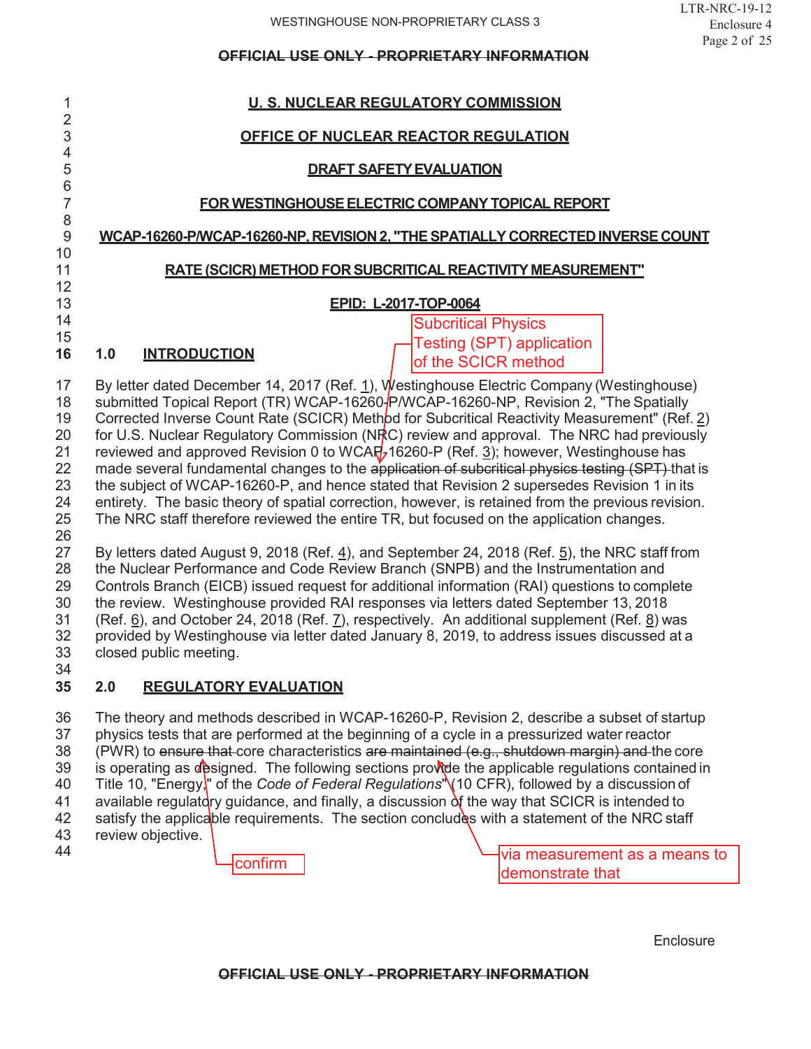**U. S. NUCLEAR REGULATORY COMMISSION**

**OFFICE OF NUCLEAR REACTOR REGULATION**

**DRAFT SAFETY EVALUATION**

**FOR WESTINGHOUSE ELECTRIC COMPANY TOPICAL REPORT**

**WCAP-16260-P/WCAP-16260-NP, REVISION 2, "THE SPATIALLY CORRECTED INVERSE COUNT RATE (SCICR) METHOD FOR SUBCRITICAL REACTIVITY MEASUREMENT"**

**EPID: L-2017-TOP-0064**

## 1.0 INTRODUCTION

By letter dated December 14, 2017 (Ref. 1), Westinghouse Electric Company (Westinghouse) submitted Topical Report (TR) WCAP-16260-P/WCAP-16260-NP, Revision 2, "The Spatially Corrected Inverse Count Rate (SCICR) Method for Subcritical Reactivity Measurement" (Ref. 2) for U.S. Nuclear Regulatory Commission (NRC) review and approval. The NRC had previously reviewed and approved Revision 0 to WCAP-16260-P (Ref. 3); however, Westinghouse has made several fundamental changes to the ~~application of subcritical physics testing (SPT)~~ [Subcritical Physics Testing (SPT) application of the SCICR method] that is the subject of WCAP-16260-P, and hence stated that Revision 2 supersedes Revision 1 in its entirety. The basic theory of spatial correction, however, is retained from the previous revision. The NRC staff therefore reviewed the entire TR, but focused on the application changes.

By letters dated August 9, 2018 (Ref. 4), and September 24, 2018 (Ref. 5), the NRC staff from the Nuclear Performance and Code Review Branch (SNPB) and the Instrumentation and Controls Branch (EICB) issued request for additional information (RAI) questions to complete the review. Westinghouse provided RAI responses via letters dated September 13, 2018 (Ref. 6), and October 24, 2018 (Ref. 7), respectively. An additional supplement (Ref. 8) was provided by Westinghouse via letter dated January 8, 2019, to address issues discussed at a closed public meeting.

## 2.0 REGULATORY EVALUATION

The theory and methods described in WCAP-16260-P, Revision 2, describe a subset of startup physics tests that are performed at the beginning of a cycle in a pressurized water reactor (PWR) to ~~ensure that~~ [confirm] core characteristics ~~are maintained (e.g., shutdown margin) and~~ [via measurement as a means to demonstrate that] the core is operating as designed. The following sections provide the applicable regulations contained in Title 10, "Energy," of the *Code of Federal Regulations* (10 CFR), followed by a discussion of available regulatory guidance, and finally, a discussion of the way that SCICR is intended to satisfy the applicable requirements. The section concludes with a statement of the NRC staff review objective.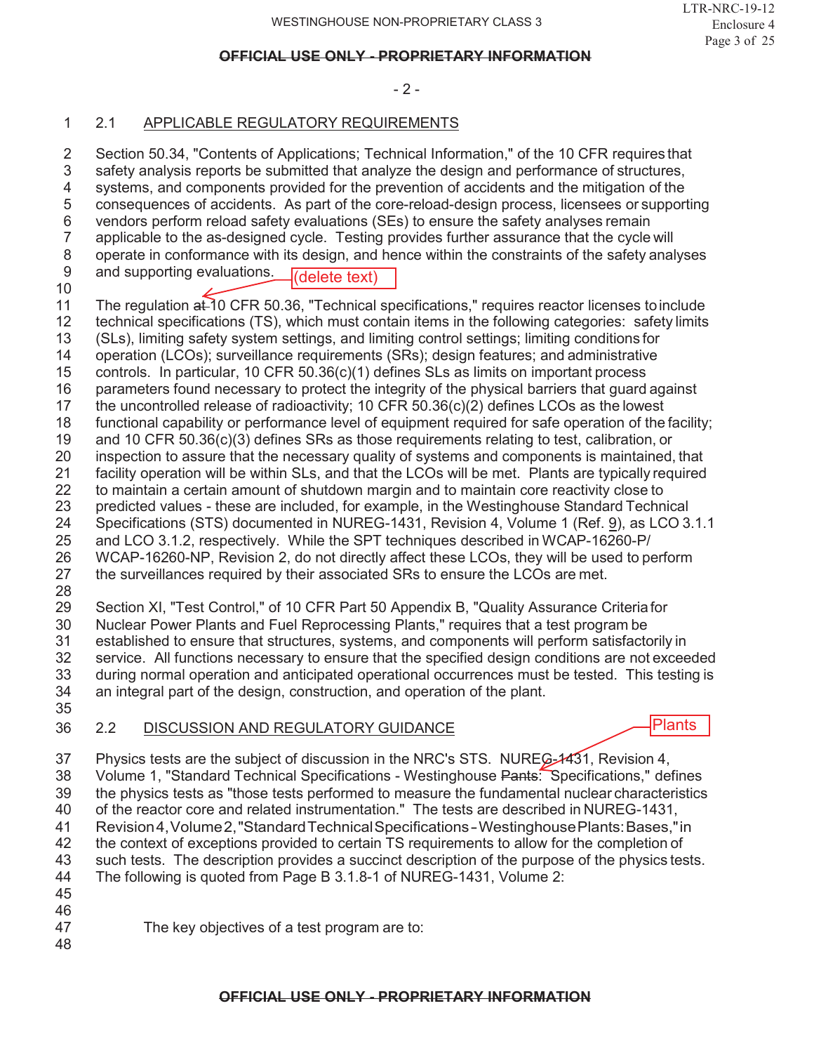- 2 -

## 2.1 APPLICABLE REGULATORY REQUIREMENTS

Section 50.34, "Contents of Applications; Technical Information," of the 10 CFR requires that safety analysis reports be submitted that analyze the design and performance of structures, systems, and components provided for the prevention of accidents and the mitigation of the consequences of accidents. As part of the core-reload-design process, licensees or supporting vendors perform reload safety evaluations (SEs) to ensure the safety analyses remain applicable to the as-designed cycle. Testing provides further assurance that the cycle will operate in conformance with its design, and hence within the constraints of the safety analyses and supporting evaluations.

(delete text)

The regulation ~~at~~ 10 CFR 50.36, "Technical specifications," requires reactor licenses to include technical specifications (TS), which must contain items in the following categories: safety limits (SLs), limiting safety system settings, and limiting control settings; limiting conditions for operation (LCOs); surveillance requirements (SRs); design features; and administrative controls. In particular, 10 CFR 50.36(c)(1) defines SLs as limits on important process parameters found necessary to protect the integrity of the physical barriers that guard against the uncontrolled release of radioactivity; 10 CFR 50.36(c)(2) defines LCOs as the lowest functional capability or performance level of equipment required for safe operation of the facility; and 10 CFR 50.36(c)(3) defines SRs as those requirements relating to test, calibration, or inspection to assure that the necessary quality of systems and components is maintained, that facility operation will be within SLs, and that the LCOs will be met. Plants are typically required to maintain a certain amount of shutdown margin and to maintain core reactivity close to predicted values - these are included, for example, in the Westinghouse Standard Technical Specifications (STS) documented in NUREG-1431, Revision 4, Volume 1 (Ref. 9), as LCO 3.1.1 and LCO 3.1.2, respectively. While the SPT techniques described in WCAP-16260-P/ WCAP-16260-NP, Revision 2, do not directly affect these LCOs, they will be used to perform the surveillances required by their associated SRs to ensure the LCOs are met.

Section XI, "Test Control," of 10 CFR Part 50 Appendix B, "Quality Assurance Criteria for Nuclear Power Plants and Fuel Reprocessing Plants," requires that a test program be established to ensure that structures, systems, and components will perform satisfactorily in service. All functions necessary to ensure that the specified design conditions are not exceeded during normal operation and anticipated operational occurrences must be tested. This testing is an integral part of the design, construction, and operation of the plant.

## 2.2 DISCUSSION AND REGULATORY GUIDANCE

Plants

Physics tests are the subject of discussion in the NRC's STS. NUREG-1431, Revision 4, Volume 1, "Standard Technical Specifications - Westinghouse ~~Pants~~: Specifications," defines the physics tests as "those tests performed to measure the fundamental nuclear characteristics of the reactor core and related instrumentation." The tests are described in NUREG-1431, Revision 4, Volume 2, "Standard Technical Specifications - Westinghouse Plants: Bases," in the context of exceptions provided to certain TS requirements to allow for the completion of such tests. The description provides a succinct description of the purpose of the physics tests. The following is quoted from Page B 3.1.8-1 of NUREG-1431, Volume 2:

> The key objectives of a test program are to: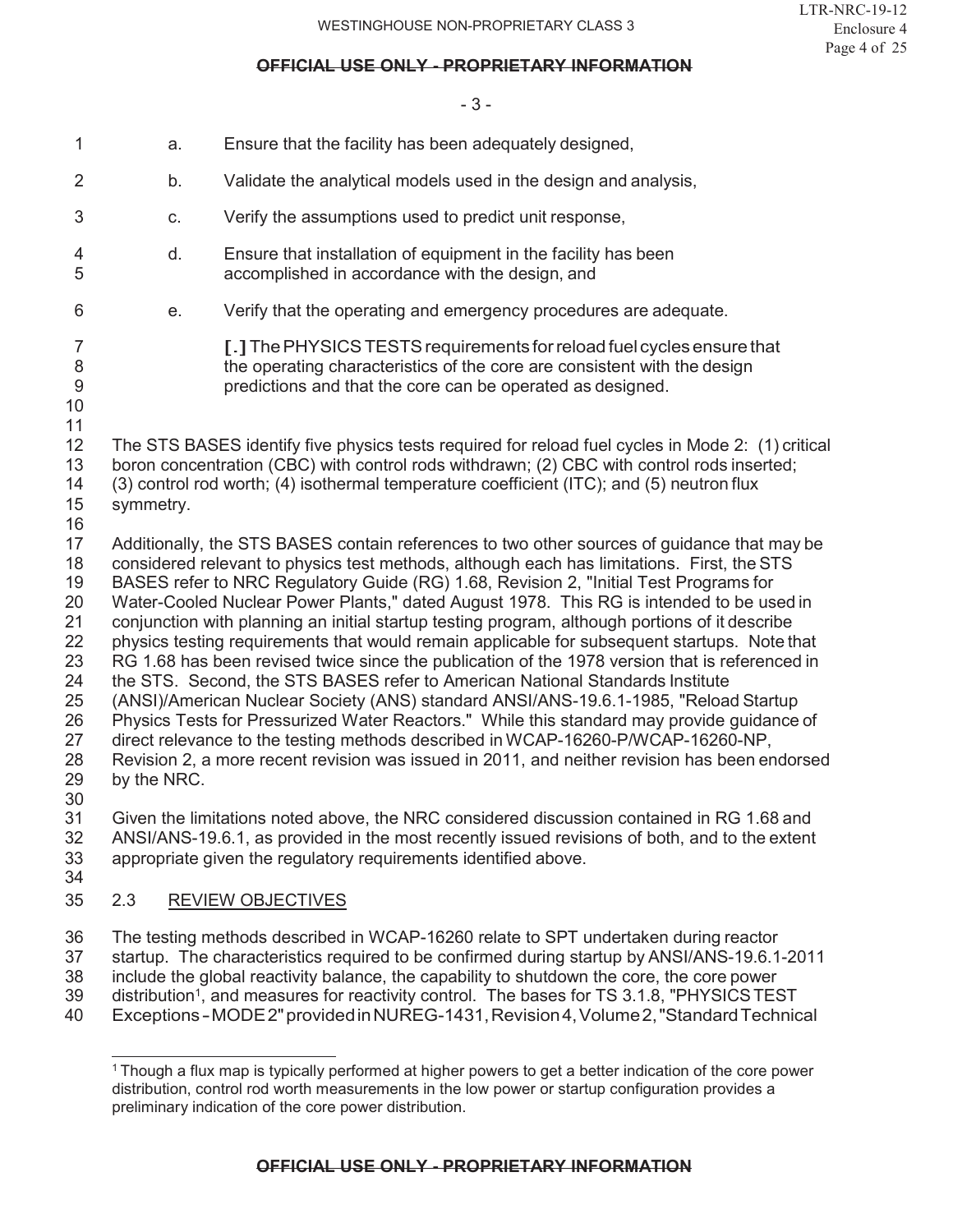a. Ensure that the facility has been adequately designed,

b. Validate the analytical models used in the design and analysis,

c. Verify the assumptions used to predict unit response,

d. Ensure that installation of equipment in the facility has been accomplished in accordance with the design, and

e. Verify that the operating and emergency procedures are adequate.

[.] The PHYSICS TESTS requirements for reload fuel cycles ensure that the operating characteristics of the core are consistent with the design predictions and that the core can be operated as designed.

The STS BASES identify five physics tests required for reload fuel cycles in Mode 2: (1) critical boron concentration (CBC) with control rods withdrawn; (2) CBC with control rods inserted; (3) control rod worth; (4) isothermal temperature coefficient (ITC); and (5) neutron flux symmetry.

Additionally, the STS BASES contain references to two other sources of guidance that may be considered relevant to physics test methods, although each has limitations. First, the STS BASES refer to NRC Regulatory Guide (RG) 1.68, Revision 2, "Initial Test Programs for Water-Cooled Nuclear Power Plants," dated August 1978. This RG is intended to be used in conjunction with planning an initial startup testing program, although portions of it describe physics testing requirements that would remain applicable for subsequent startups. Note that RG 1.68 has been revised twice since the publication of the 1978 version that is referenced in the STS. Second, the STS BASES refer to American National Standards Institute (ANSI)/American Nuclear Society (ANS) standard ANSI/ANS-19.6.1-1985, "Reload Startup Physics Tests for Pressurized Water Reactors." While this standard may provide guidance of direct relevance to the testing methods described in WCAP-16260-P/WCAP-16260-NP, Revision 2, a more recent revision was issued in 2011, and neither revision has been endorsed by the NRC.

Given the limitations noted above, the NRC considered discussion contained in RG 1.68 and ANSI/ANS-19.6.1, as provided in the most recently issued revisions of both, and to the extent appropriate given the regulatory requirements identified above.

## 2.3 REVIEW OBJECTIVES

The testing methods described in WCAP-16260 relate to SPT undertaken during reactor startup. The characteristics required to be confirmed during startup by ANSI/ANS-19.6.1-2011 include the global reactivity balance, the capability to shutdown the core, the core power distribution[1], and measures for reactivity control. The bases for TS 3.1.8, "PHYSICS TEST Exceptions - MODE 2" provided in NUREG-1431, Revision 4, Volume 2, "Standard Technical

[1] Though a flux map is typically performed at higher powers to get a better indication of the core power distribution, control rod worth measurements in the low power or startup configuration provides a preliminary indication of the core power distribution.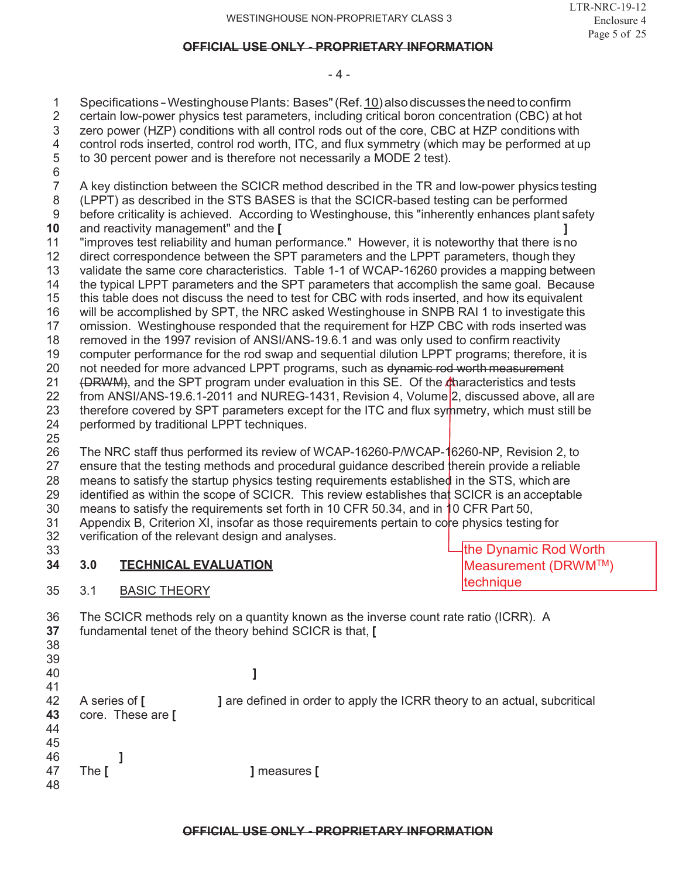Specifications – Westinghouse Plants: Bases" (Ref. 10) also discusses the need to confirm certain low-power physics test parameters, including critical boron concentration (CBC) at hot zero power (HZP) conditions with all control rods out of the core, CBC at HZP conditions with control rods inserted, control rod worth, ITC, and flux symmetry (which may be performed at up to 30 percent power and is therefore not necessarily a MODE 2 test).

A key distinction between the SCICR method described in the TR and low-power physics testing (LPPT) as described in the STS BASES is that the SCICR-based testing can be performed before criticality is achieved. According to Westinghouse, this "inherently enhances plant safety and reactivity management" and the **[ ]** "improves test reliability and human performance." However, it is noteworthy that there is no direct correspondence between the SPT parameters and the LPPT parameters, though they validate the same core characteristics. Table 1-1 of WCAP-16260 provides a mapping between the typical LPPT parameters and the SPT parameters that accomplish the same goal. Because this table does not discuss the need to test for CBC with rods inserted, and how its equivalent will be accomplished by SPT, the NRC asked Westinghouse in SNPB RAI 1 to investigate this omission. Westinghouse responded that the requirement for HZP CBC with rods inserted was removed in the 1997 revision of ANSI/ANS-19.6.1 and was only used to confirm reactivity computer performance for the rod swap and sequential dilution LPPT programs; therefore, it is not needed for more advanced LPPT programs, such as ~~dynamic rod worth measurement (DRWM)~~ the Dynamic Rod Worth Measurement (DRWM™) technique, and the SPT program under evaluation in this SE. Of the characteristics and tests from ANSI/ANS-19.6.1-2011 and NUREG-1431, Revision 4, Volume 2, discussed above, all are therefore covered by SPT parameters except for the ITC and flux symmetry, which must still be performed by traditional LPPT techniques.

The NRC staff thus performed its review of WCAP-16260-P/WCAP-16260-NP, Revision 2, to ensure that the testing methods and procedural guidance described therein provide a reliable means to satisfy the startup physics testing requirements established in the STS, which are identified as within the scope of SCICR. This review establishes that SCICR is an acceptable means to satisfy the requirements set forth in 10 CFR 50.34, and in 10 CFR Part 50, Appendix B, Criterion XI, insofar as those requirements pertain to core physics testing for verification of the relevant design and analyses.

## 3.0 TECHNICAL EVALUATION

### 3.1 BASIC THEORY

The SCICR methods rely on a quantity known as the inverse count rate ratio (ICRR). A fundamental tenet of the theory behind SCICR is that, **[**

**]**

A series of **[ ]** are defined in order to apply the ICRR theory to an actual, subcritical core. These are **[**

**]**

The **[ ]** measures **[**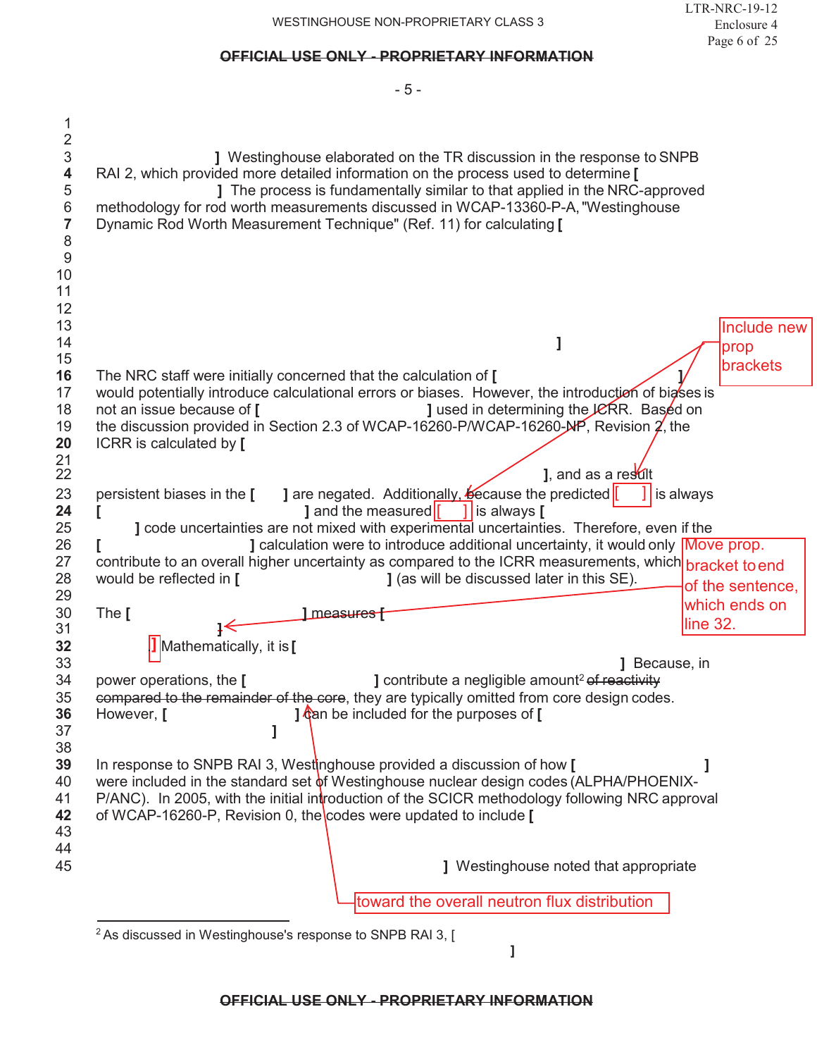] Westinghouse elaborated on the TR discussion in the response to SNPB RAI 2, which provided more detailed information on the process used to determine [ ] The process is fundamentally similar to that applied in the NRC-approved methodology for rod worth measurements discussed in WCAP-13360-P-A, "Westinghouse Dynamic Rod Worth Measurement Technique" (Ref. 11) for calculating [

]

The NRC staff were initially concerned that the calculation of [ ] would potentially introduce calculational errors or biases. However, the introduction of biases is not an issue because of [ ] used in determining the ICRR. Based on the discussion provided in Section 2.3 of WCAP-16260-P/WCAP-16260-NP, Revision 2, the ICRR is calculated by [

], and as a result persistent biases in the [ ] are negated. Additionally, because the predicted [ ] is always [ ] and the measured [ ] is always [ ] code uncertainties are not mixed with experimental uncertainties. Therefore, even if the [ ] calculation were to introduce additional uncertainty, it would only contribute to an overall higher uncertainty as compared to the ICRR measurements, which would be reflected in [ ] (as will be discussed later in this SE).

The [ ] measures [ ] Mathematically, it is [

] Because, in power operations, the [ ] contribute a negligible amount[2] ~~of reactivity compared to the remainder of the core~~ toward the overall neutron flux distribution, they are typically omitted from core design codes. However, [ ] can be included for the purposes of [
]

In response to SNPB RAI 3, Westinghouse provided a discussion of how [ ] were included in the standard set of Westinghouse nuclear design codes (ALPHA/PHOENIX-P/ANC). In 2005, with the initial introduction of the SCICR methodology following NRC approval of WCAP-16260-P, Revision 0, the codes were updated to include [

] Westinghouse noted that appropriate

Include new prop brackets

Move prop. bracket to end of the sentence, which ends on line 32.

---

[2] As discussed in Westinghouse's response to SNPB RAI 3, [
]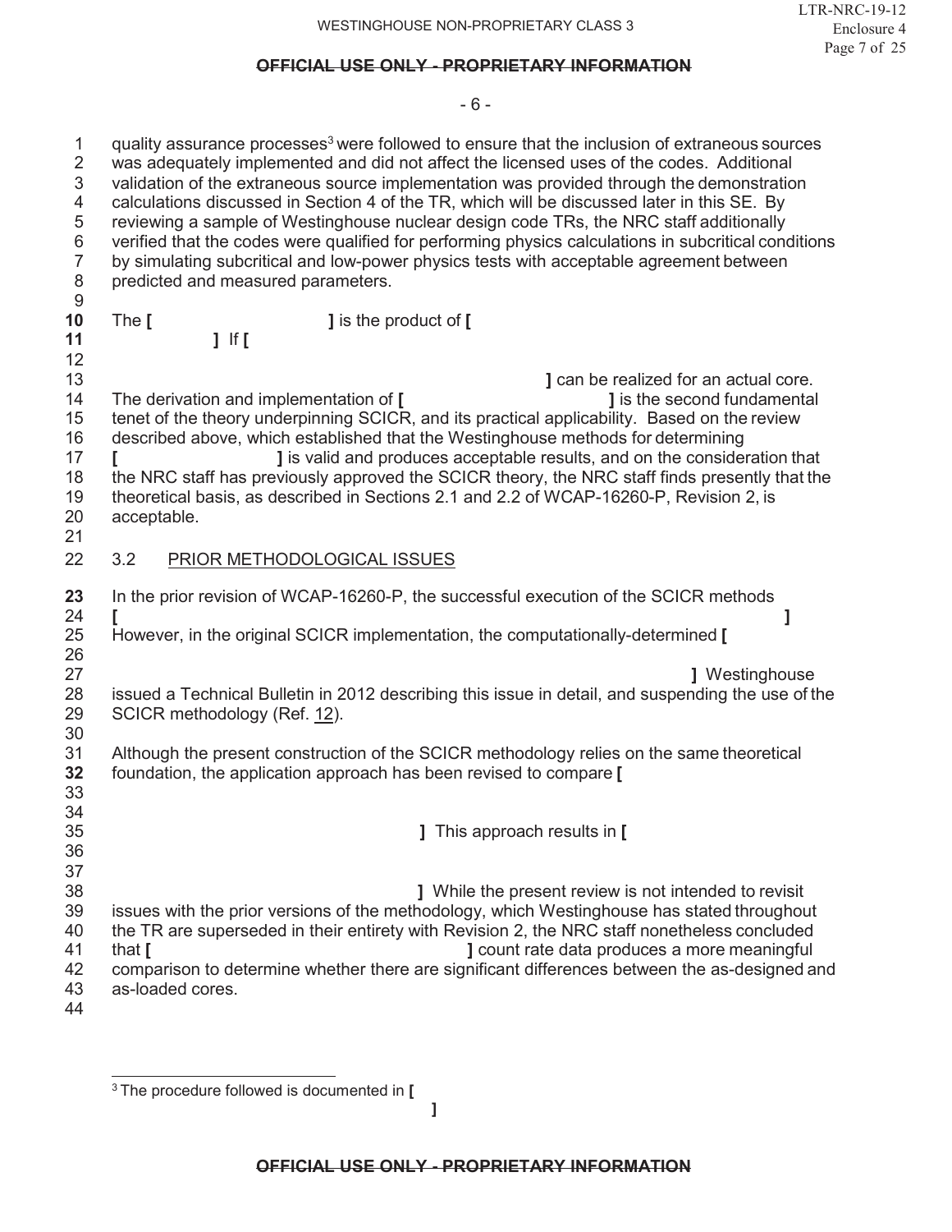quality assurance processes[3] were followed to ensure that the inclusion of extraneous sources was adequately implemented and did not affect the licensed uses of the codes. Additional validation of the extraneous source implementation was provided through the demonstration calculations discussed in Section 4 of the TR, which will be discussed later in this SE. By reviewing a sample of Westinghouse nuclear design code TRs, the NRC staff additionally verified that the codes were qualified for performing physics calculations in subcritical conditions by simulating subcritical and low-power physics tests with acceptable agreement between predicted and measured parameters.

The **[ ]** is the product of **[ ]** If **[ ]** can be realized for an actual core. The derivation and implementation of **[ ]** is the second fundamental tenet of the theory underpinning SCICR, and its practical applicability. Based on the review described above, which established that the Westinghouse methods for determining **[ ]** is valid and produces acceptable results, and on the consideration that the NRC staff has previously approved the SCICR theory, the NRC staff finds presently that the theoretical basis, as described in Sections 2.1 and 2.2 of WCAP-16260-P, Revision 2, is acceptable.

## 3.2 PRIOR METHODOLOGICAL ISSUES

In the prior revision of WCAP-16260-P, the successful execution of the SCICR methods **[ ]** However, in the original SCICR implementation, the computationally-determined **[ ]** Westinghouse issued a Technical Bulletin in 2012 describing this issue in detail, and suspending the use of the SCICR methodology (Ref. 12).

Although the present construction of the SCICR methodology relies on the same theoretical foundation, the application approach has been revised to compare **[ ]** This approach results in **[ ]** While the present review is not intended to revisit issues with the prior versions of the methodology, which Westinghouse has stated throughout the TR are superseded in their entirety with Revision 2, the NRC staff nonetheless concluded that **[ ]** count rate data produces a more meaningful comparison to determine whether there are significant differences between the as-designed and as-loaded cores.

---

[3] The procedure followed is documented in **[ ]**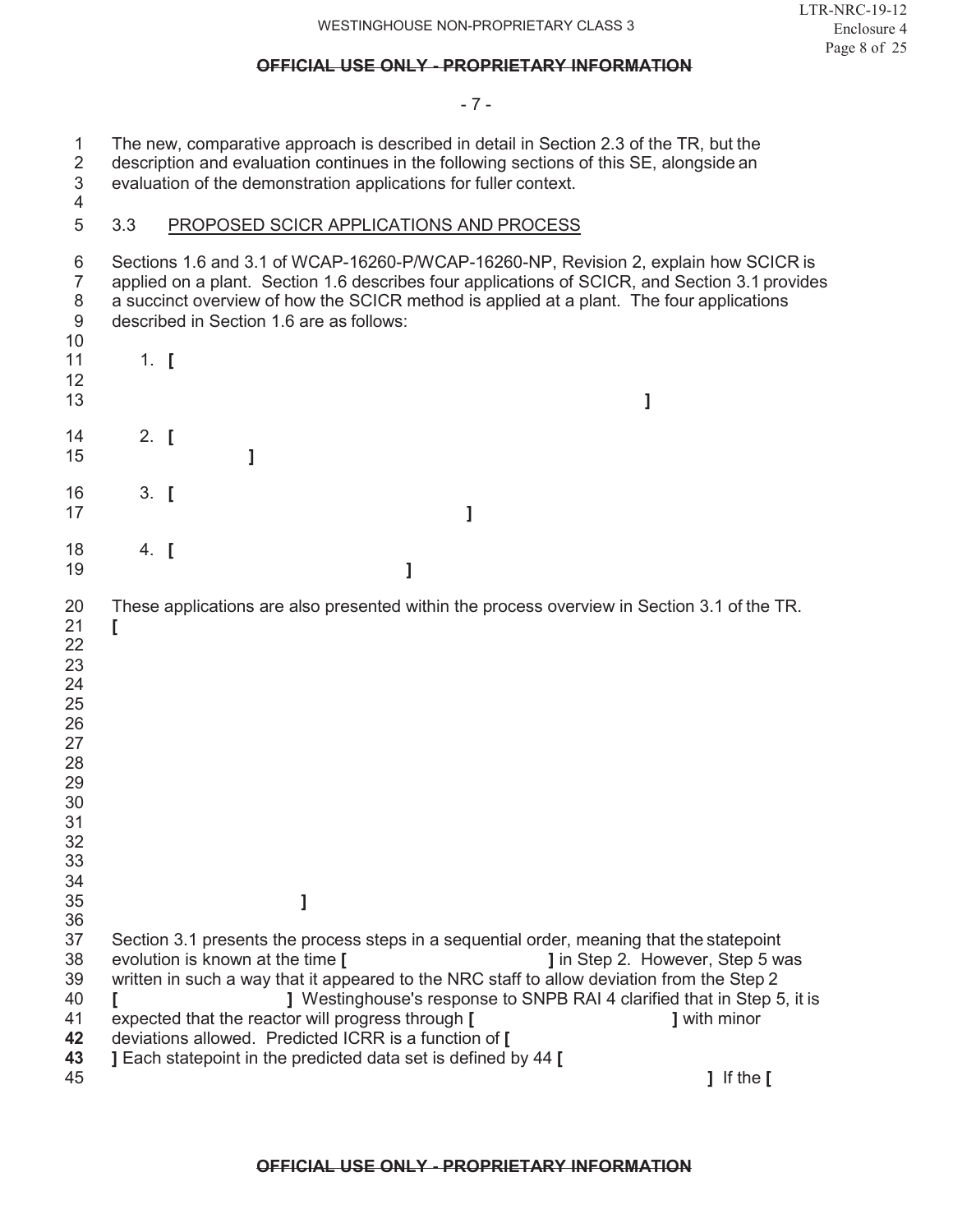The new, comparative approach is described in detail in Section 2.3 of the TR, but the description and evaluation continues in the following sections of this SE, alongside an evaluation of the demonstration applications for fuller context.

## 3.3 PROPOSED SCICR APPLICATIONS AND PROCESS

Sections 1.6 and 3.1 of WCAP-16260-P/WCAP-16260-NP, Revision 2, explain how SCICR is applied on a plant. Section 1.6 describes four applications of SCICR, and Section 3.1 provides a succinct overview of how the SCICR method is applied at a plant. The four applications described in Section 1.6 are as follows:

1. **[** **]**
2. **[** **]**
3. **[** **]**
4. **[** **]**

These applications are also presented within the process overview in Section 3.1 of the TR. **[** **]**

Section 3.1 presents the process steps in a sequential order, meaning that the statepoint evolution is known at the time **[** **]** in Step 2. However, Step 5 was written in such a way that it appeared to the NRC staff to allow deviation from the Step 2 **[** **]** Westinghouse's response to SNPB RAI 4 clarified that in Step 5, it is expected that the reactor will progress through **[** **]** with minor deviations allowed. Predicted ICRR is a function of **[** **]** Each statepoint in the predicted data set is defined by 44 **[** **]** If the **[**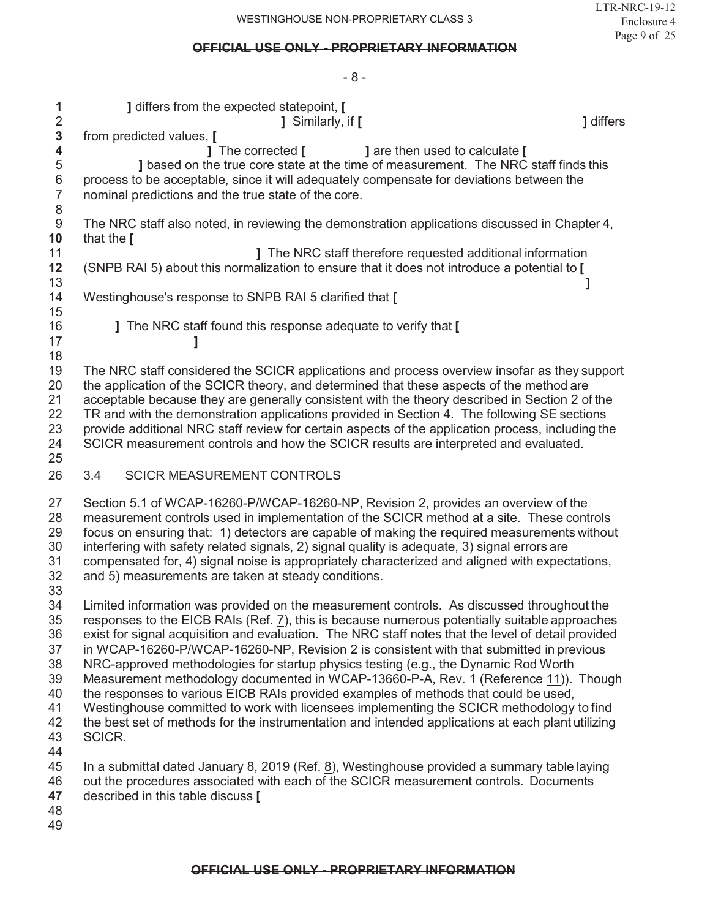] differs from the expected statepoint, [
] Similarly, if [ ] differs from predicted values, [
] The corrected [ ] are then used to calculate [
] based on the true core state at the time of measurement. The NRC staff finds this process to be acceptable, since it will adequately compensate for deviations between the nominal predictions and the true state of the core.

The NRC staff also noted, in reviewing the demonstration applications discussed in Chapter 4, that the [
] The NRC staff therefore requested additional information (SNPB RAI 5) about this normalization to ensure that it does not introduce a potential to [
]
Westinghouse's response to SNPB RAI 5 clarified that [
] The NRC staff found this response adequate to verify that [
]

The NRC staff considered the SCICR applications and process overview insofar as they support the application of the SCICR theory, and determined that these aspects of the method are acceptable because they are generally consistent with the theory described in Section 2 of the TR and with the demonstration applications provided in Section 4. The following SE sections provide additional NRC staff review for certain aspects of the application process, including the SCICR measurement controls and how the SCICR results are interpreted and evaluated.

## 3.4 SCICR MEASUREMENT CONTROLS

Section 5.1 of WCAP-16260-P/WCAP-16260-NP, Revision 2, provides an overview of the measurement controls used in implementation of the SCICR method at a site. These controls focus on ensuring that: 1) detectors are capable of making the required measurements without interfering with safety related signals, 2) signal quality is adequate, 3) signal errors are compensated for, 4) signal noise is appropriately characterized and aligned with expectations, and 5) measurements are taken at steady conditions.

Limited information was provided on the measurement controls. As discussed throughout the responses to the EICB RAIs (Ref. 7), this is because numerous potentially suitable approaches exist for signal acquisition and evaluation. The NRC staff notes that the level of detail provided in WCAP-16260-P/WCAP-16260-NP, Revision 2 is consistent with that submitted in previous NRC-approved methodologies for startup physics testing (e.g., the Dynamic Rod Worth Measurement methodology documented in WCAP-13660-P-A, Rev. 1 (Reference 11)). Though the responses to various EICB RAIs provided examples of methods that could be used, Westinghouse committed to work with licensees implementing the SCICR methodology to find the best set of methods for the instrumentation and intended applications at each plant utilizing SCICR.

In a submittal dated January 8, 2019 (Ref. 8), Westinghouse provided a summary table laying out the procedures associated with each of the SCICR measurement controls. Documents described in this table discuss [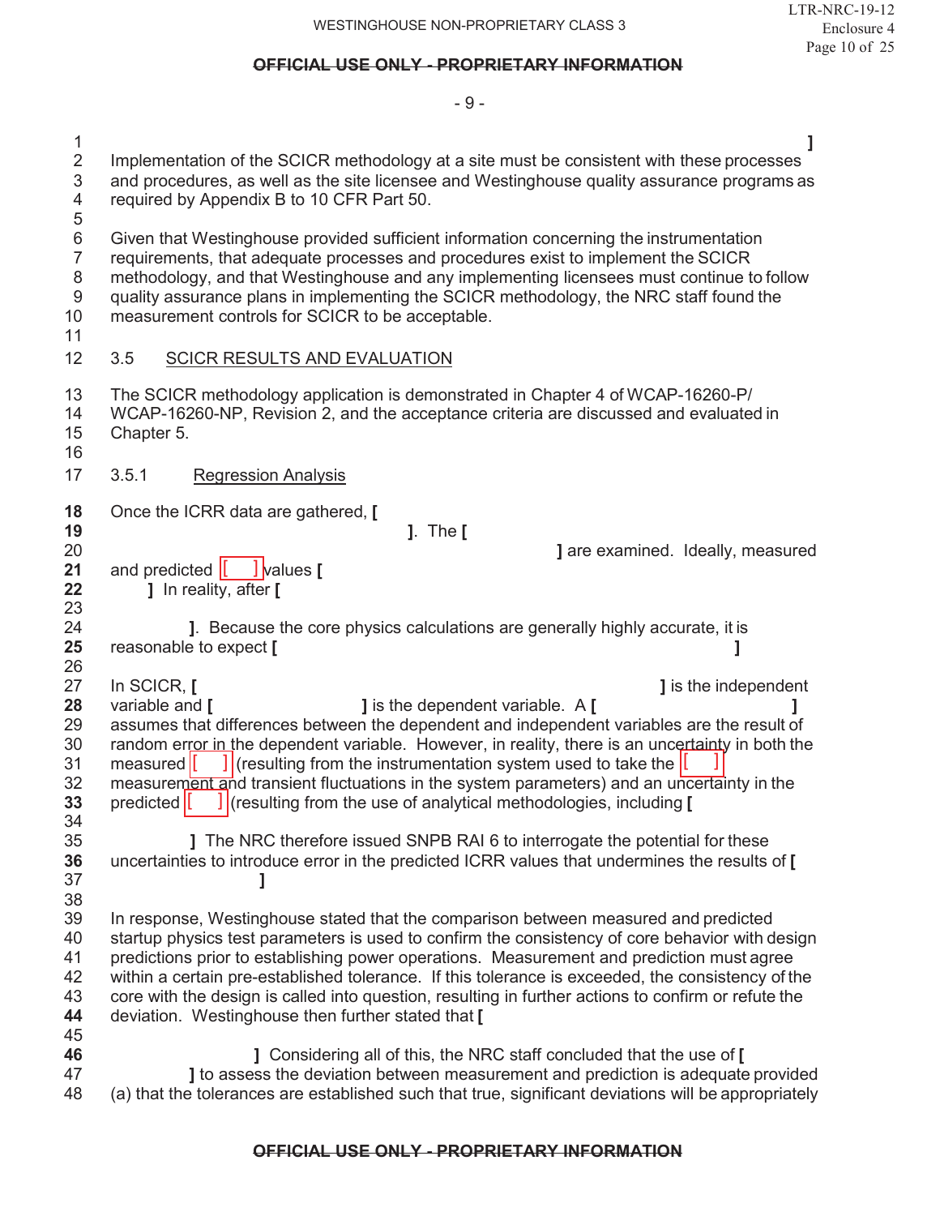]

Implementation of the SCICR methodology at a site must be consistent with these processes and procedures, as well as the site licensee and Westinghouse quality assurance programs as required by Appendix B to 10 CFR Part 50.

Given that Westinghouse provided sufficient information concerning the instrumentation requirements, that adequate processes and procedures exist to implement the SCICR methodology, and that Westinghouse and any implementing licensees must continue to follow quality assurance plans in implementing the SCICR methodology, the NRC staff found the measurement controls for SCICR to be acceptable.

## 3.5 SCICR RESULTS AND EVALUATION

The SCICR methodology application is demonstrated in Chapter 4 of WCAP-16260-P/ WCAP-16260-NP, Revision 2, and the acceptance criteria are discussed and evaluated in Chapter 5.

### 3.5.1 Regression Analysis

Once the ICRR data are gathered, [ ]. The [ ] are examined. Ideally, measured and predicted [ ] values [ ] In reality, after [ ]. Because the core physics calculations are generally highly accurate, it is reasonable to expect [ ]

In SCICR, [ ] is the independent variable and [ ] is the dependent variable. A [ ] assumes that differences between the dependent and independent variables are the result of random error in the dependent variable. However, in reality, there is an uncertainty in both the measured [ ] (resulting from the instrumentation system used to take the [ ] measurement and transient fluctuations in the system parameters) and an uncertainty in the predicted [ ] (resulting from the use of analytical methodologies, including [ ] The NRC therefore issued SNPB RAI 6 to interrogate the potential for these uncertainties to introduce error in the predicted ICRR values that undermines the results of [ ]

In response, Westinghouse stated that the comparison between measured and predicted startup physics test parameters is used to confirm the consistency of core behavior with design predictions prior to establishing power operations. Measurement and prediction must agree within a certain pre-established tolerance. If this tolerance is exceeded, the consistency of the core with the design is called into question, resulting in further actions to confirm or refute the deviation. Westinghouse then further stated that [ ] Considering all of this, the NRC staff concluded that the use of [ ] to assess the deviation between measurement and prediction is adequate provided (a) that the tolerances are established such that true, significant deviations will be appropriately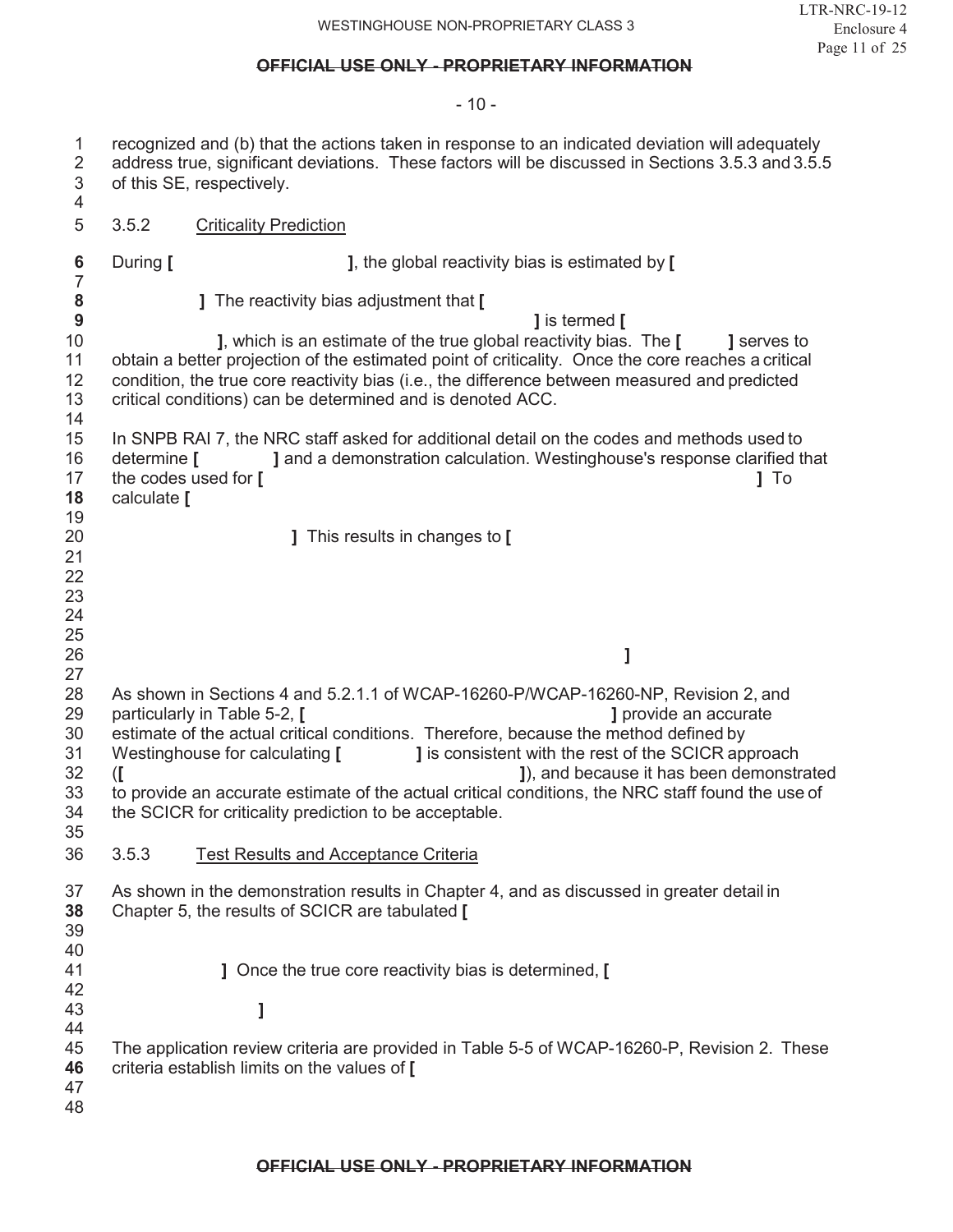recognized and (b) that the actions taken in response to an indicated deviation will adequately address true, significant deviations. These factors will be discussed in Sections 3.5.3 and 3.5.5 of this SE, respectively.

### 3.5.2 Criticality Prediction

During **[** **]**, the global reactivity bias is estimated by **[**

**]** The reactivity bias adjustment that **[**

**]** is termed **[**

**]**, which is an estimate of the true global reactivity bias. The **[** **]** serves to obtain a better projection of the estimated point of criticality. Once the core reaches a critical condition, the true core reactivity bias (i.e., the difference between measured and predicted critical conditions) can be determined and is denoted ACC.

In SNPB RAI 7, the NRC staff asked for additional detail on the codes and methods used to determine **[** **]** and a demonstration calculation. Westinghouse's response clarified that the codes used for **[** **]** To calculate **[**

**]** This results in changes to **[**

**]**

As shown in Sections 4 and 5.2.1.1 of WCAP-16260-P/WCAP-16260-NP, Revision 2, and particularly in Table 5-2, **[** **]** provide an accurate estimate of the actual critical conditions. Therefore, because the method defined by Westinghouse for calculating **[** **]** is consistent with the rest of the SCICR approach (**[** **]**), and because it has been demonstrated to provide an accurate estimate of the actual critical conditions, the NRC staff found the use of the SCICR for criticality prediction to be acceptable.

### 3.5.3 Test Results and Acceptance Criteria

As shown in the demonstration results in Chapter 4, and as discussed in greater detail in Chapter 5, the results of SCICR are tabulated **[**

**]** Once the true core reactivity bias is determined, **[**

**]**

The application review criteria are provided in Table 5-5 of WCAP-16260-P, Revision 2. These criteria establish limits on the values of **[**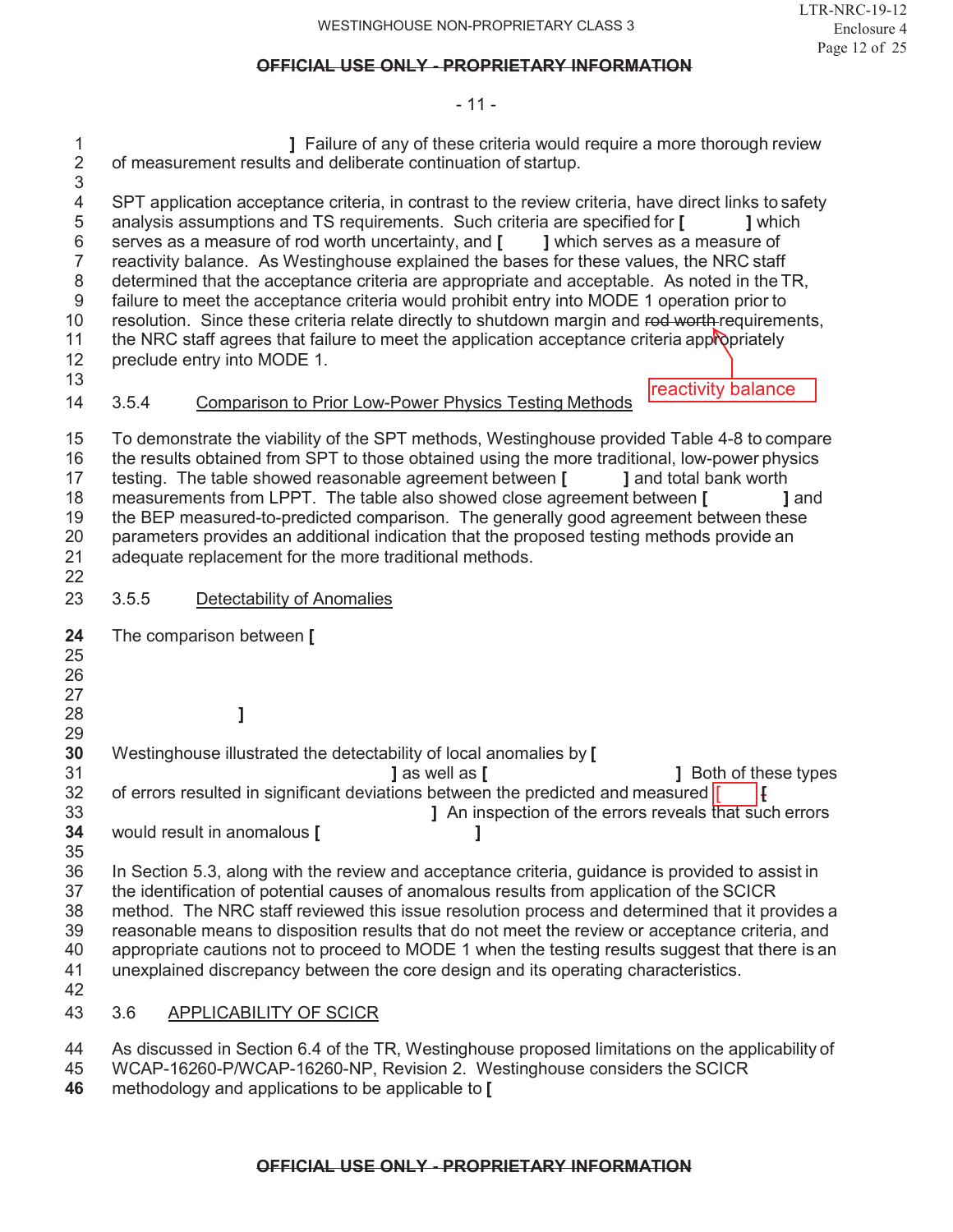] Failure of any of these criteria would require a more thorough review of measurement results and deliberate continuation of startup.

SPT application acceptance criteria, in contrast to the review criteria, have direct links to safety analysis assumptions and TS requirements. Such criteria are specified for [ ] which serves as a measure of rod worth uncertainty, and [ ] which serves as a measure of reactivity balance. As Westinghouse explained the bases for these values, the NRC staff determined that the acceptance criteria are appropriate and acceptable. As noted in the TR, failure to meet the acceptance criteria would prohibit entry into MODE 1 operation prior to resolution. Since these criteria relate directly to shutdown margin and ~~rod worth~~ reactivity balance requirements, the NRC staff agrees that failure to meet the application acceptance criteria appropriately preclude entry into MODE 1.

### 3.5.4 Comparison to Prior Low-Power Physics Testing Methods

To demonstrate the viability of the SPT methods, Westinghouse provided Table 4-8 to compare the results obtained from SPT to those obtained using the more traditional, low-power physics testing. The table showed reasonable agreement between [ ] and total bank worth measurements from LPPT. The table also showed close agreement between [ ] and the BEP measured-to-predicted comparison. The generally good agreement between these parameters provides an additional indication that the proposed testing methods provide an adequate replacement for the more traditional methods.

### 3.5.5 Detectability of Anomalies

The comparison between [

]

Westinghouse illustrated the detectability of local anomalies by [ ] as well as [ ] Both of these types of errors resulted in significant deviations between the predicted and measured [ ~~[~~ ] An inspection of the errors reveals that such errors would result in anomalous [ ]

In Section 5.3, along with the review and acceptance criteria, guidance is provided to assist in the identification of potential causes of anomalous results from application of the SCICR method. The NRC staff reviewed this issue resolution process and determined that it provides a reasonable means to disposition results that do not meet the review or acceptance criteria, and appropriate cautions not to proceed to MODE 1 when the testing results suggest that there is an unexplained discrepancy between the core design and its operating characteristics.

## 3.6 APPLICABILITY OF SCICR

As discussed in Section 6.4 of the TR, Westinghouse proposed limitations on the applicability of WCAP-16260-P/WCAP-16260-NP, Revision 2. Westinghouse considers the SCICR methodology and applications to be applicable to [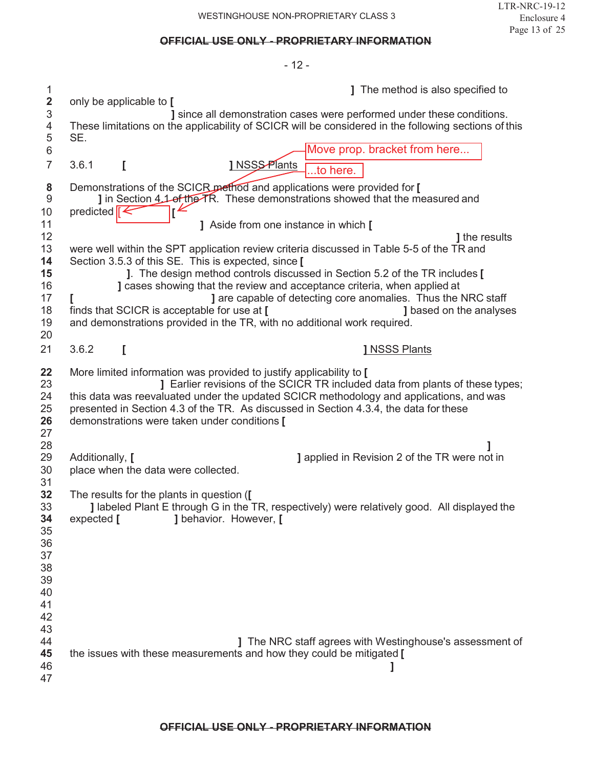] The method is also specified to only be applicable to [ ] since all demonstration cases were performed under these conditions. These limitations on the applicability of SCICR will be considered in the following sections of this SE.

Move prop. bracket from here...

### 3.6.1 [ ] NSSS Plants

...to here.

Demonstrations of the SCICR method and applications were provided for [ ] in Section 4.1 of the TR. These demonstrations showed that the measured and predicted [ [ ] Aside from one instance in which [ ] the results were well within the SPT application review criteria discussed in Table 5-5 of the TR and Section 3.5.3 of this SE. This is expected, since [ ]. The design method controls discussed in Section 5.2 of the TR includes [ ] cases showing that the review and acceptance criteria, when applied at [ ] are capable of detecting core anomalies. Thus the NRC staff finds that SCICR is acceptable for use at [ ] based on the analyses and demonstrations provided in the TR, with no additional work required.

### 3.6.2 [ ] NSSS Plants

More limited information was provided to justify applicability to [ ] Earlier revisions of the SCICR TR included data from plants of these types; this data was reevaluated under the updated SCICR methodology and applications, and was presented in Section 4.3 of the TR. As discussed in Section 4.3.4, the data for these demonstrations were taken under conditions [ ] Additionally, [ ] applied in Revision 2 of the TR were not in place when the data were collected.

The results for the plants in question ([ ] labeled Plant E through G in the TR, respectively) were relatively good. All displayed the expected [ ] behavior. However, [ ] The NRC staff agrees with Westinghouse's assessment of the issues with these measurements and how they could be mitigated [ ]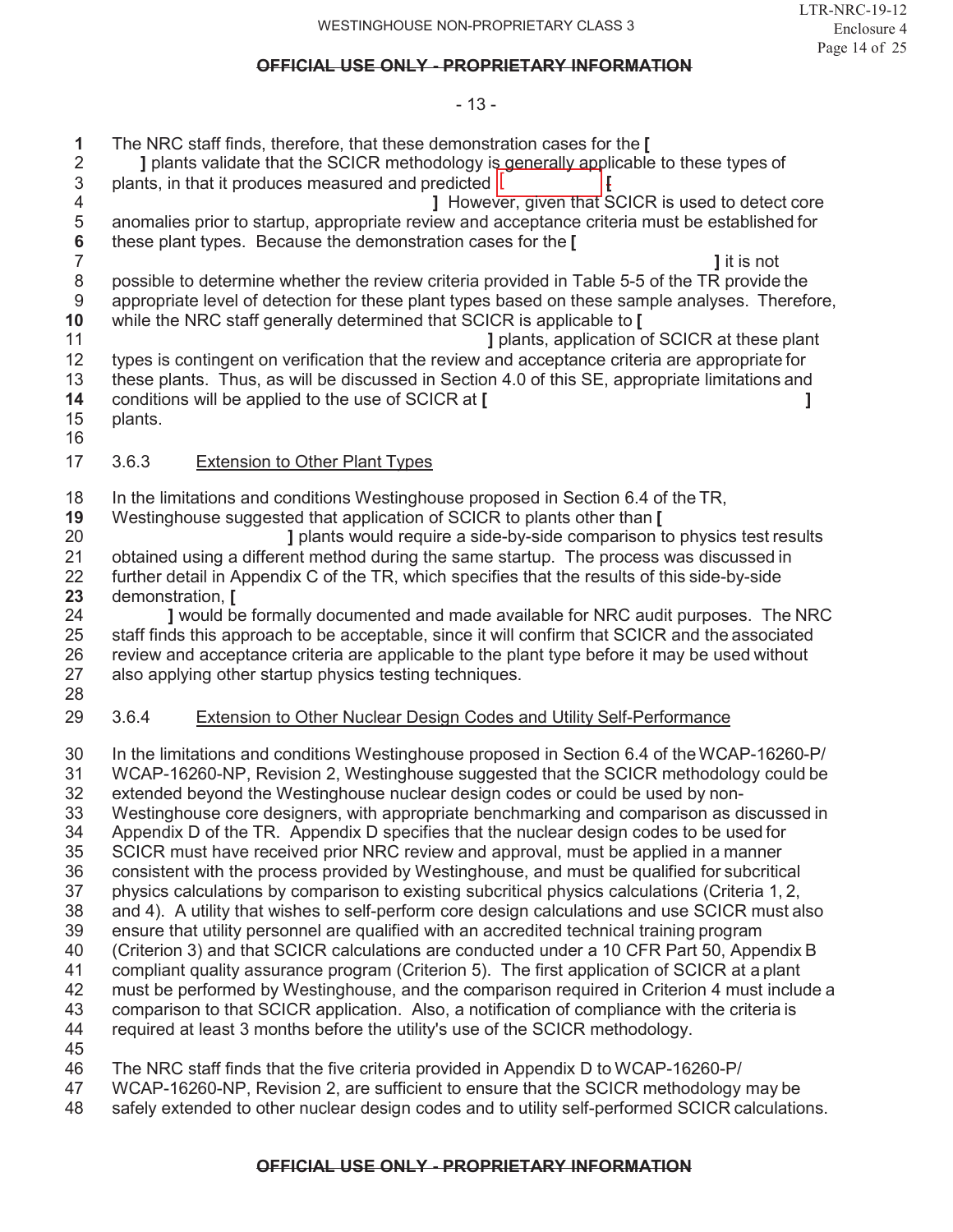The NRC staff finds, therefore, that these demonstration cases for the [ ] plants validate that the SCICR methodology is generally applicable to these types of plants, in that it produces measured and predicted [ [ ] However, given that SCICR is used to detect core anomalies prior to startup, appropriate review and acceptance criteria must be established for these plant types. Because the demonstration cases for the [ ] it is not possible to determine whether the review criteria provided in Table 5-5 of the TR provide the appropriate level of detection for these plant types based on these sample analyses. Therefore, while the NRC staff generally determined that SCICR is applicable to [ ] plants, application of SCICR at these plant types is contingent on verification that the review and acceptance criteria are appropriate for these plants. Thus, as will be discussed in Section 4.0 of this SE, appropriate limitations and conditions will be applied to the use of SCICR at [ ] plants.

### 3.6.3 Extension to Other Plant Types

In the limitations and conditions Westinghouse proposed in Section 6.4 of the TR, Westinghouse suggested that application of SCICR to plants other than [ ] plants would require a side-by-side comparison to physics test results obtained using a different method during the same startup. The process was discussed in further detail in Appendix C of the TR, which specifies that the results of this side-by-side demonstration, [ ] would be formally documented and made available for NRC audit purposes. The NRC staff finds this approach to be acceptable, since it will confirm that SCICR and the associated review and acceptance criteria are applicable to the plant type before it may be used without also applying other startup physics testing techniques.

### 3.6.4 Extension to Other Nuclear Design Codes and Utility Self-Performance

In the limitations and conditions Westinghouse proposed in Section 6.4 of the WCAP-16260-P/ WCAP-16260-NP, Revision 2, Westinghouse suggested that the SCICR methodology could be extended beyond the Westinghouse nuclear design codes or could be used by non-Westinghouse core designers, with appropriate benchmarking and comparison as discussed in Appendix D of the TR. Appendix D specifies that the nuclear design codes to be used for SCICR must have received prior NRC review and approval, must be applied in a manner consistent with the process provided by Westinghouse, and must be qualified for subcritical physics calculations by comparison to existing subcritical physics calculations (Criteria 1, 2, and 4). A utility that wishes to self-perform core design calculations and use SCICR must also ensure that utility personnel are qualified with an accredited technical training program (Criterion 3) and that SCICR calculations are conducted under a 10 CFR Part 50, Appendix B compliant quality assurance program (Criterion 5). The first application of SCICR at a plant must be performed by Westinghouse, and the comparison required in Criterion 4 must include a comparison to that SCICR application. Also, a notification of compliance with the criteria is required at least 3 months before the utility's use of the SCICR methodology.

The NRC staff finds that the five criteria provided in Appendix D to WCAP-16260-P/ WCAP-16260-NP, Revision 2, are sufficient to ensure that the SCICR methodology may be safely extended to other nuclear design codes and to utility self-performed SCICR calculations.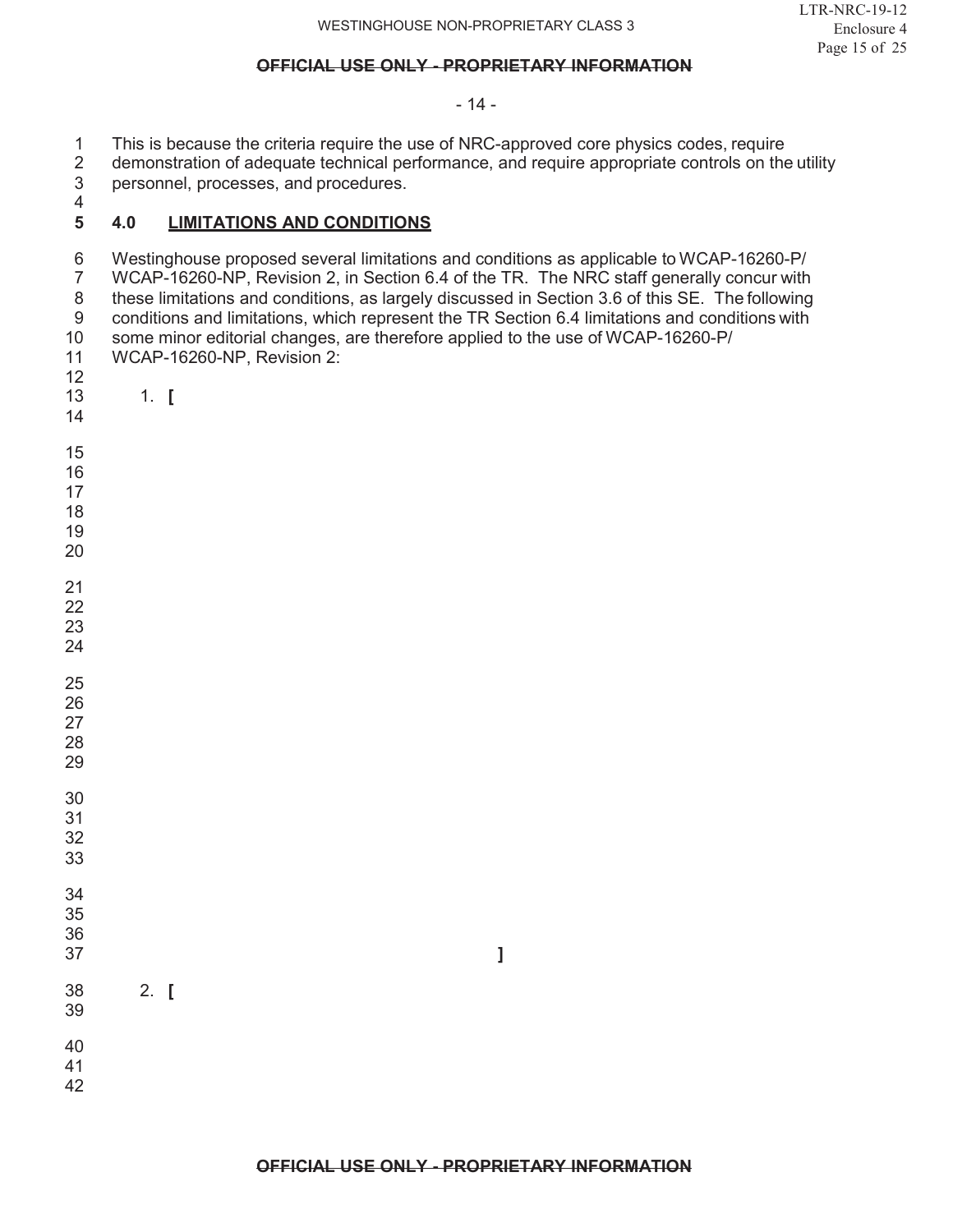This is because the criteria require the use of NRC-approved core physics codes, require demonstration of adequate technical performance, and require appropriate controls on the utility personnel, processes, and procedures.

## 4.0 LIMITATIONS AND CONDITIONS

Westinghouse proposed several limitations and conditions as applicable to WCAP-16260-P/ WCAP-16260-NP, Revision 2, in Section 6.4 of the TR. The NRC staff generally concur with these limitations and conditions, as largely discussed in Section 3.6 of this SE. The following conditions and limitations, which represent the TR Section 6.4 limitations and conditions with some minor editorial changes, are therefore applied to the use of WCAP-16260-P/ WCAP-16260-NP, Revision 2:

1. **[**

**]**

2. **[**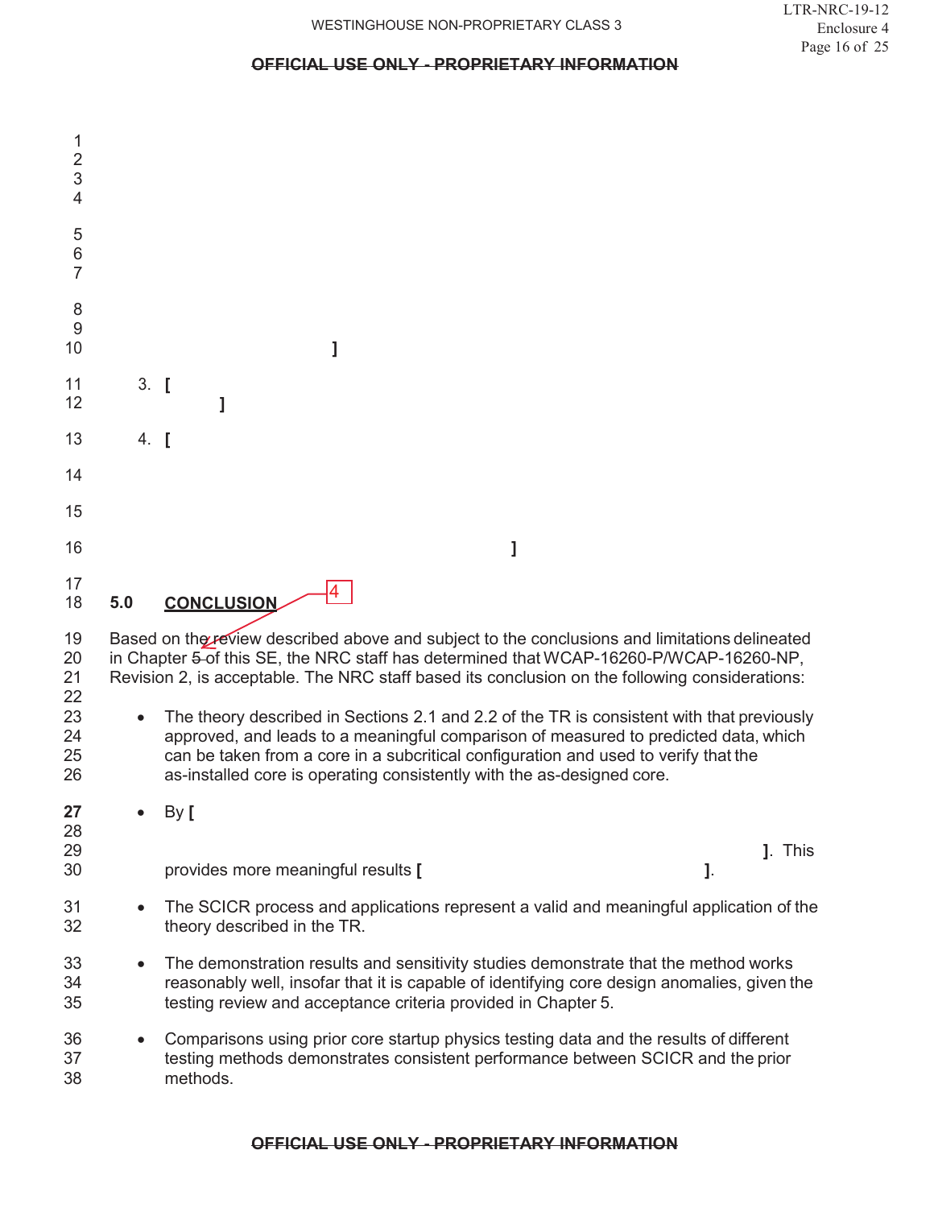]

3. [
]

4. [

]

## 5.0 CONCLUSION

Based on the review described above and subject to the conclusions and limitations delineated in Chapter ~~5~~ of this SE, the NRC staff has determined that WCAP-16260-P/WCAP-16260-NP, Revision 2, is acceptable. The NRC staff based its conclusion on the following considerations:

- The theory described in Sections 2.1 and 2.2 of the TR is consistent with that previously approved, and leads to a meaningful comparison of measured to predicted data, which can be taken from a core in a subcritical configuration and used to verify that the as-installed core is operating consistently with the as-designed core.
- By [
]. This provides more meaningful results [ ].
- The SCICR process and applications represent a valid and meaningful application of the theory described in the TR.
- The demonstration results and sensitivity studies demonstrate that the method works reasonably well, insofar that it is capable of identifying core design anomalies, given the testing review and acceptance criteria provided in Chapter 5.
- Comparisons using prior core startup physics testing data and the results of different testing methods demonstrates consistent performance between SCICR and the prior methods.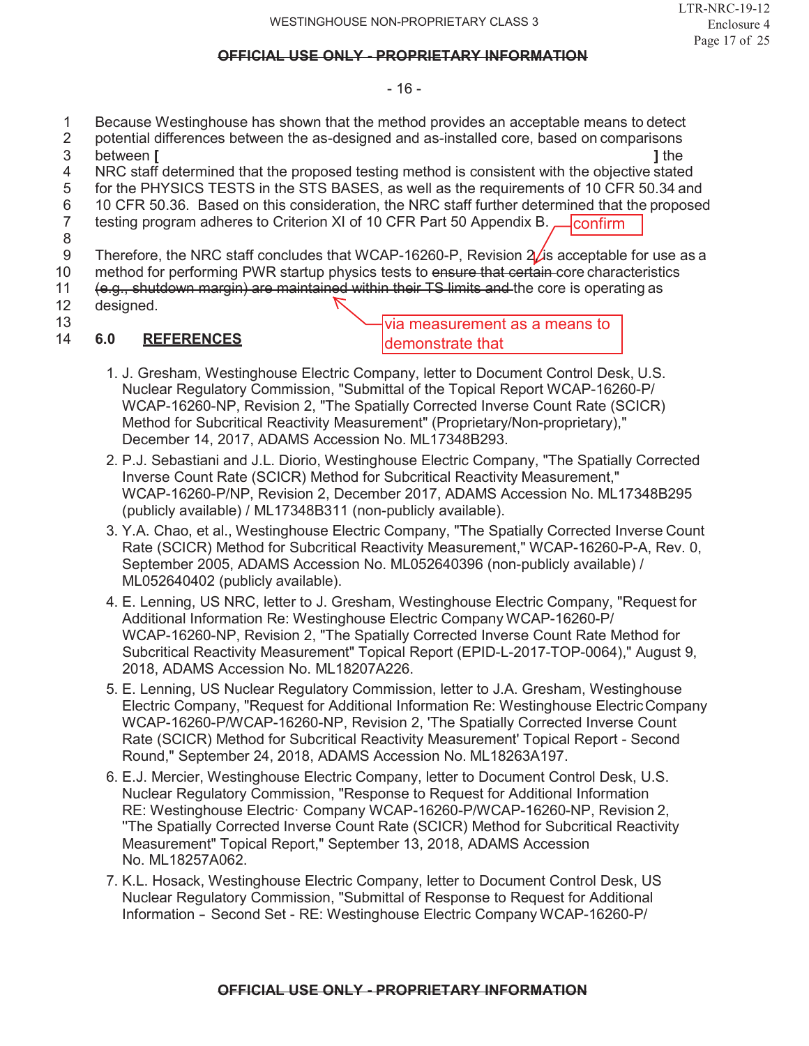Because Westinghouse has shown that the method provides an acceptable means to detect potential differences between the as-designed and as-installed core, based on comparisons between [ ] the NRC staff determined that the proposed testing method is consistent with the objective stated for the PHYSICS TESTS in the STS BASES, as well as the requirements of 10 CFR 50.34 and 10 CFR 50.36. Based on this consideration, the NRC staff further determined that the proposed testing program adheres to Criterion XI of 10 CFR Part 50 Appendix B.

Therefore, the NRC staff concludes that WCAP-16260-P, Revision 2, is acceptable for use as a method for performing PWR startup physics tests to ~~ensure that certain~~ [confirm] core characteristics ~~(e.g., shutdown margin) are maintained within their TS limits and~~ [via measurement as a means to demonstrate that] the core is operating as designed.

## 6.0 REFERENCES

1. J. Gresham, Westinghouse Electric Company, letter to Document Control Desk, U.S. Nuclear Regulatory Commission, "Submittal of the Topical Report WCAP-16260-P/ WCAP-16260-NP, Revision 2, "The Spatially Corrected Inverse Count Rate (SCICR) Method for Subcritical Reactivity Measurement" (Proprietary/Non-proprietary)," December 14, 2017, ADAMS Accession No. ML17348B293.
2. P.J. Sebastiani and J.L. Diorio, Westinghouse Electric Company, "The Spatially Corrected Inverse Count Rate (SCICR) Method for Subcritical Reactivity Measurement," WCAP-16260-P/NP, Revision 2, December 2017, ADAMS Accession No. ML17348B295 (publicly available) / ML17348B311 (non-publicly available).
3. Y.A. Chao, et al., Westinghouse Electric Company, "The Spatially Corrected Inverse Count Rate (SCICR) Method for Subcritical Reactivity Measurement," WCAP-16260-P-A, Rev. 0, September 2005, ADAMS Accession No. ML052640396 (non-publicly available) / ML052640402 (publicly available).
4. E. Lenning, US NRC, letter to J. Gresham, Westinghouse Electric Company, "Request for Additional Information Re: Westinghouse Electric Company WCAP-16260-P/ WCAP-16260-NP, Revision 2, "The Spatially Corrected Inverse Count Rate Method for Subcritical Reactivity Measurement" Topical Report (EPID-L-2017-TOP-0064)," August 9, 2018, ADAMS Accession No. ML18207A226.
5. E. Lenning, US Nuclear Regulatory Commission, letter to J.A. Gresham, Westinghouse Electric Company, "Request for Additional Information Re: Westinghouse Electric Company WCAP-16260-P/WCAP-16260-NP, Revision 2, 'The Spatially Corrected Inverse Count Rate (SCICR) Method for Subcritical Reactivity Measurement' Topical Report - Second Round," September 24, 2018, ADAMS Accession No. ML18263A197.
6. E.J. Mercier, Westinghouse Electric Company, letter to Document Control Desk, U.S. Nuclear Regulatory Commission, "Response to Request for Additional Information RE: Westinghouse Electric· Company WCAP-16260-P/WCAP-16260-NP, Revision 2, "The Spatially Corrected Inverse Count Rate (SCICR) Method for Subcritical Reactivity Measurement" Topical Report," September 13, 2018, ADAMS Accession No. ML18257A062.
7. K.L. Hosack, Westinghouse Electric Company, letter to Document Control Desk, US Nuclear Regulatory Commission, "Submittal of Response to Request for Additional Information – Second Set - RE: Westinghouse Electric Company WCAP-16260-P/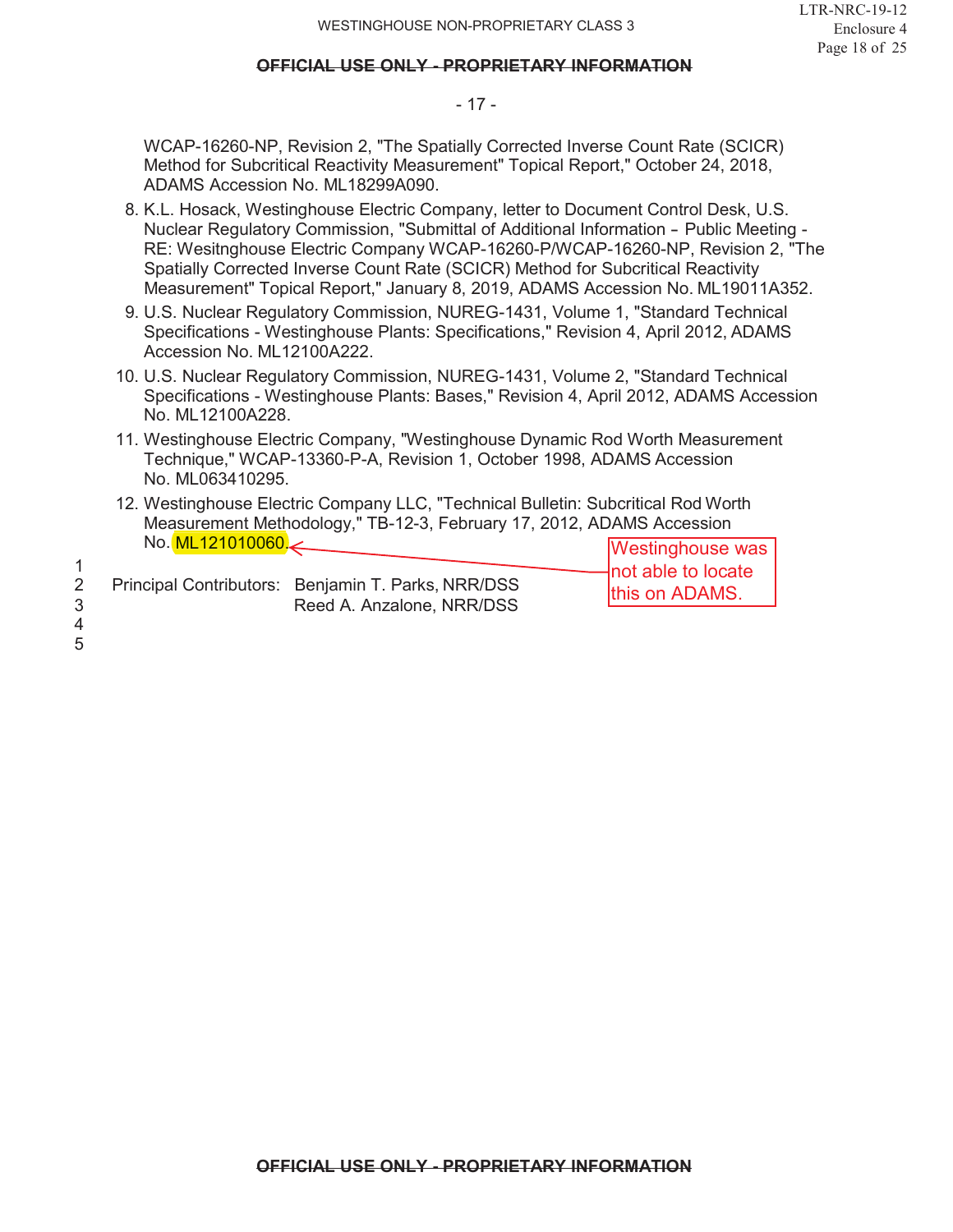WCAP-16260-NP, Revision 2, "The Spatially Corrected Inverse Count Rate (SCICR) Method for Subcritical Reactivity Measurement" Topical Report," October 24, 2018, ADAMS Accession No. ML18299A090.

8. K.L. Hosack, Westinghouse Electric Company, letter to Document Control Desk, U.S. Nuclear Regulatory Commission, "Submittal of Additional Information – Public Meeting - RE: Wesitnghouse Electric Company WCAP-16260-P/WCAP-16260-NP, Revision 2, "The Spatially Corrected Inverse Count Rate (SCICR) Method for Subcritical Reactivity Measurement" Topical Report," January 8, 2019, ADAMS Accession No. ML19011A352.
9. U.S. Nuclear Regulatory Commission, NUREG-1431, Volume 1, "Standard Technical Specifications - Westinghouse Plants: Specifications," Revision 4, April 2012, ADAMS Accession No. ML12100A222.
10. U.S. Nuclear Regulatory Commission, NUREG-1431, Volume 2, "Standard Technical Specifications - Westinghouse Plants: Bases," Revision 4, April 2012, ADAMS Accession No. ML12100A228.
11. Westinghouse Electric Company, "Westinghouse Dynamic Rod Worth Measurement Technique," WCAP-13360-P-A, Revision 1, October 1998, ADAMS Accession No. ML063410295.
12. Westinghouse Electric Company LLC, "Technical Bulletin: Subcritical Rod Worth Measurement Methodology," TB-12-3, February 17, 2012, ADAMS Accession No. ML121010060.

Westinghouse was not able to locate this on ADAMS.

Principal Contributors: Benjamin T. Parks, NRR/DSS
Reed A. Anzalone, NRR/DSS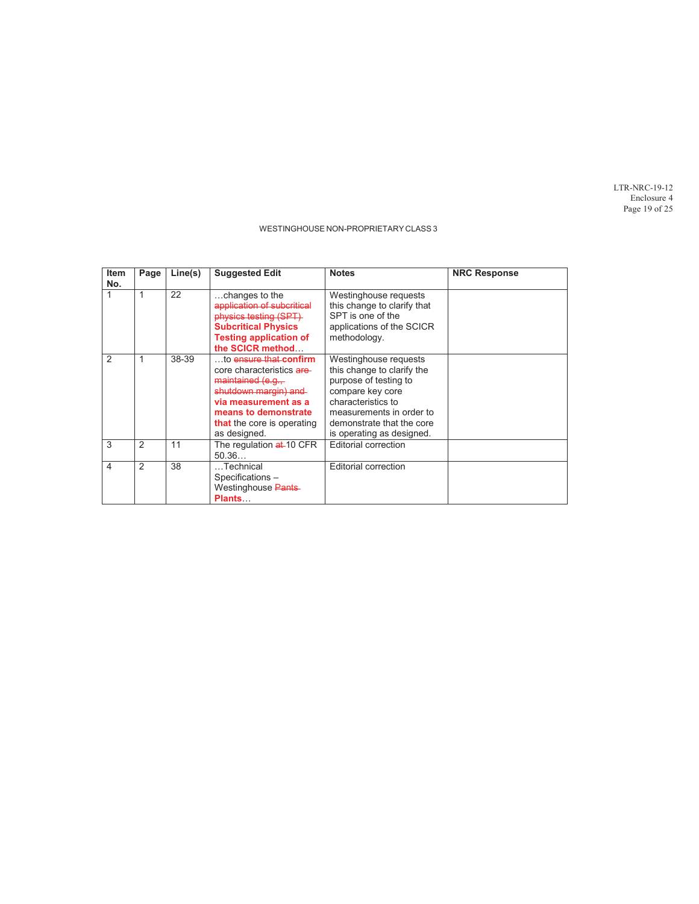WESTINGHOUSE NON-PROPRIETARY CLASS 3

| Item No. | Page | Line(s) | Suggested Edit | Notes | NRC Response |
|---|---|---|---|---|---|
| 1 | 1 | 22 | …changes to the ~~application of subcritical physics testing (SPT)~~ **Subcritical Physics Testing application of the SCICR method**… | Westinghouse requests this change to clarify that SPT is one of the applications of the SCICR methodology. | |
| 2 | 1 | 38-39 | …to ~~ensure that~~ **confirm** core characteristics ~~are maintained (e.g., shutdown margin) and~~ **via measurement as a means to demonstrate that** the core is operating as designed. | Westinghouse requests this change to clarify the purpose of testing to compare key core characteristics to measurements in order to demonstrate that the core is operating as designed. | |
| 3 | 2 | 11 | The regulation ~~at~~ 10 CFR 50.36… | Editorial correction | |
| 4 | 2 | 38 | …Technical Specifications – Westinghouse ~~Pants~~ **Plants**… | Editorial correction | |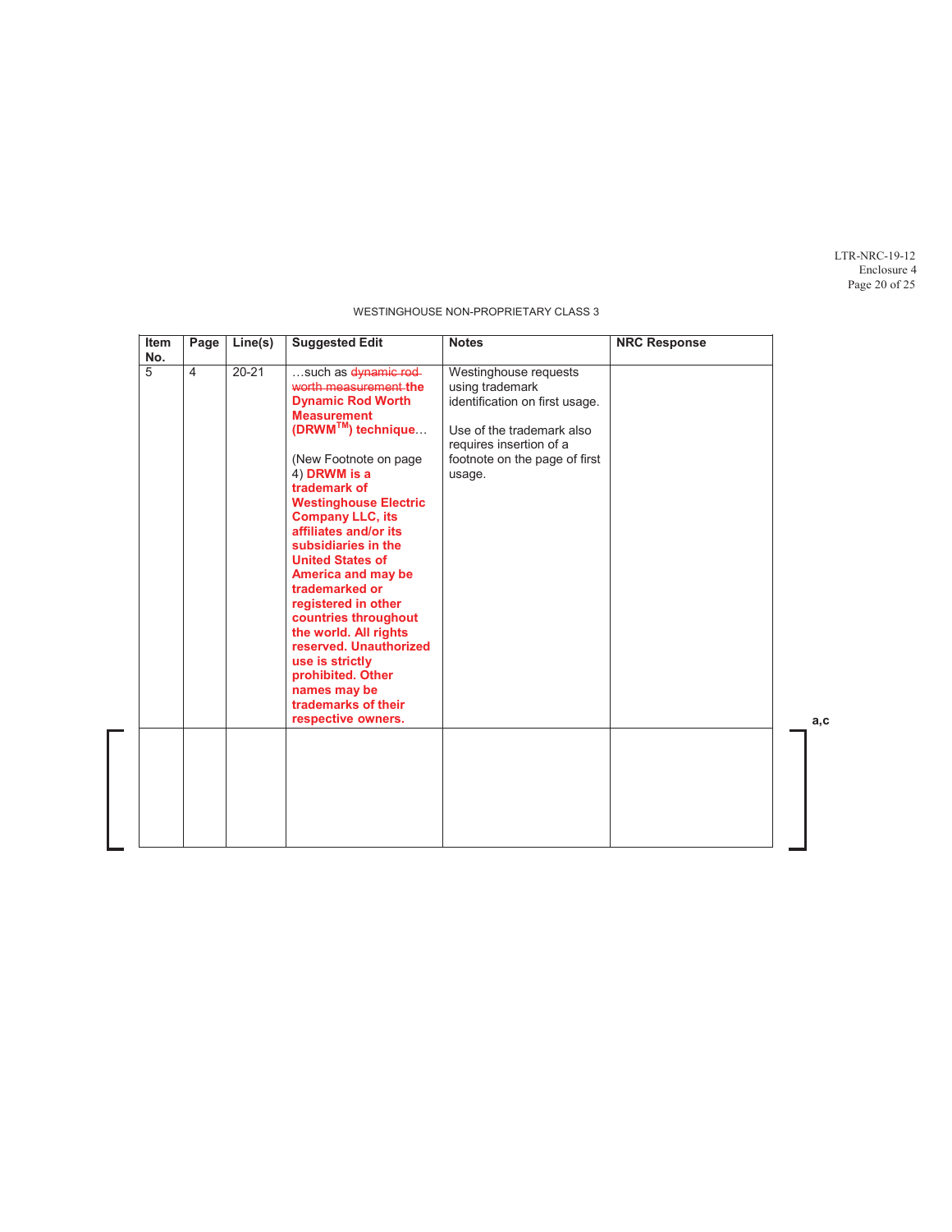WESTINGHOUSE NON-PROPRIETARY CLASS 3

| Item No. | Page | Line(s) | Suggested Edit | Notes | NRC Response |
|---|---|---|---|---|---|
| 5 | 4 | 20-21 | …such as ~~dynamic rod worth measurement~~ **the Dynamic Rod Worth Measurement (DRWM™) technique**… <br><br> (New Footnote on page 4) **DRWM is a trademark of Westinghouse Electric Company LLC, its affiliates and/or its subsidiaries in the United States of America and may be trademarked or registered in other countries throughout the world. All rights reserved. Unauthorized use is strictly prohibited. Other names may be trademarks of their respective owners.** | Westinghouse requests using trademark identification on first usage. <br><br> Use of the trademark also requires insertion of a footnote on the page of first usage. | |
| [ | | | | | ] |

a,c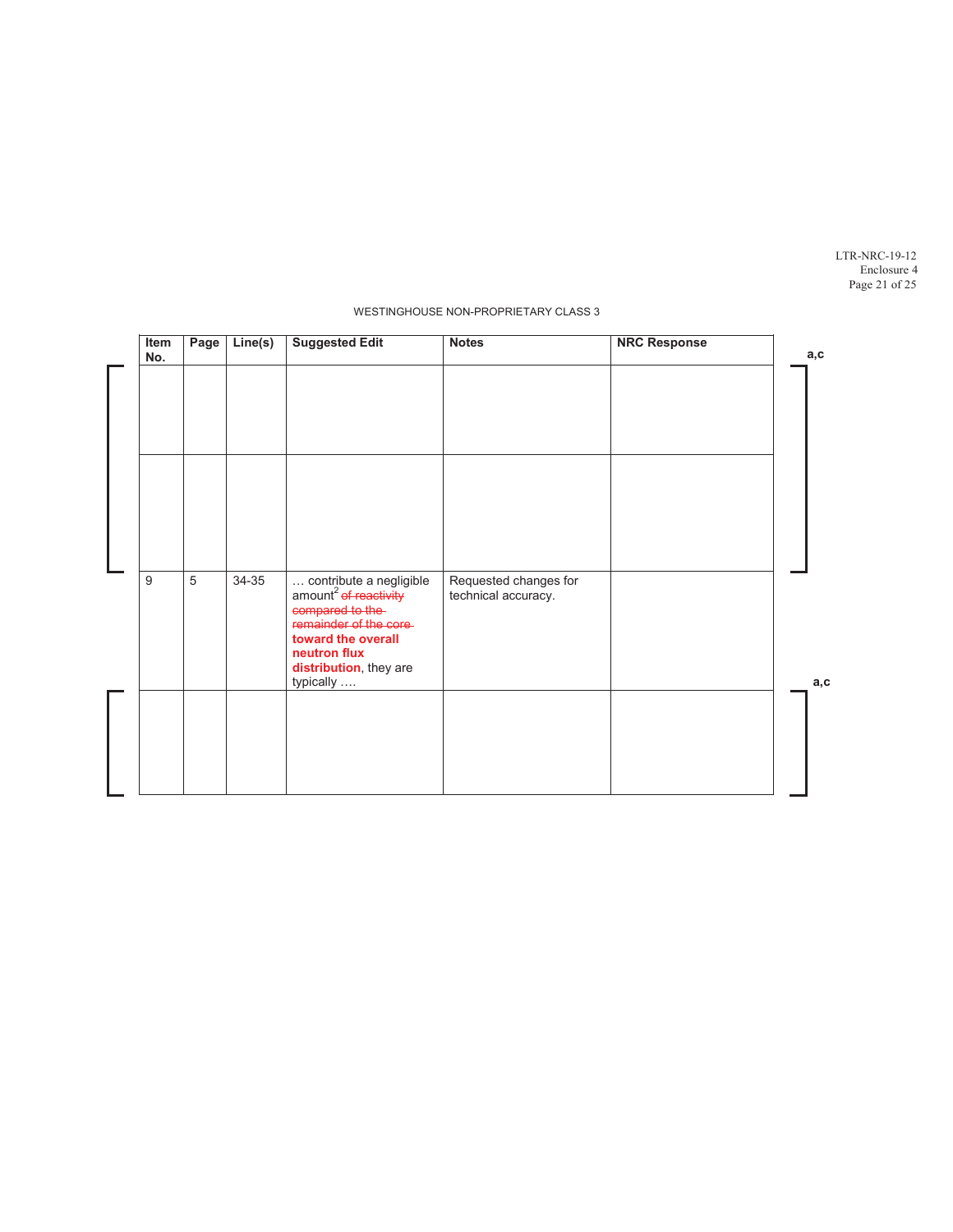WESTINGHOUSE NON-PROPRIETARY CLASS 3

| Item No. | Page | Line(s) | Suggested Edit | Notes | NRC Response |
|---|---|---|---|---|---|
| | | | | | |
| | | | | | |
| 9 | 5 | 34-35 | … contribute a negligible amount[2] ~~of reactivity compared to the remainder of the core~~ **toward the overall neutron flux distribution**, they are typically …. | Requested changes for technical accuracy. | |
| | | | | | |

a,c

a,c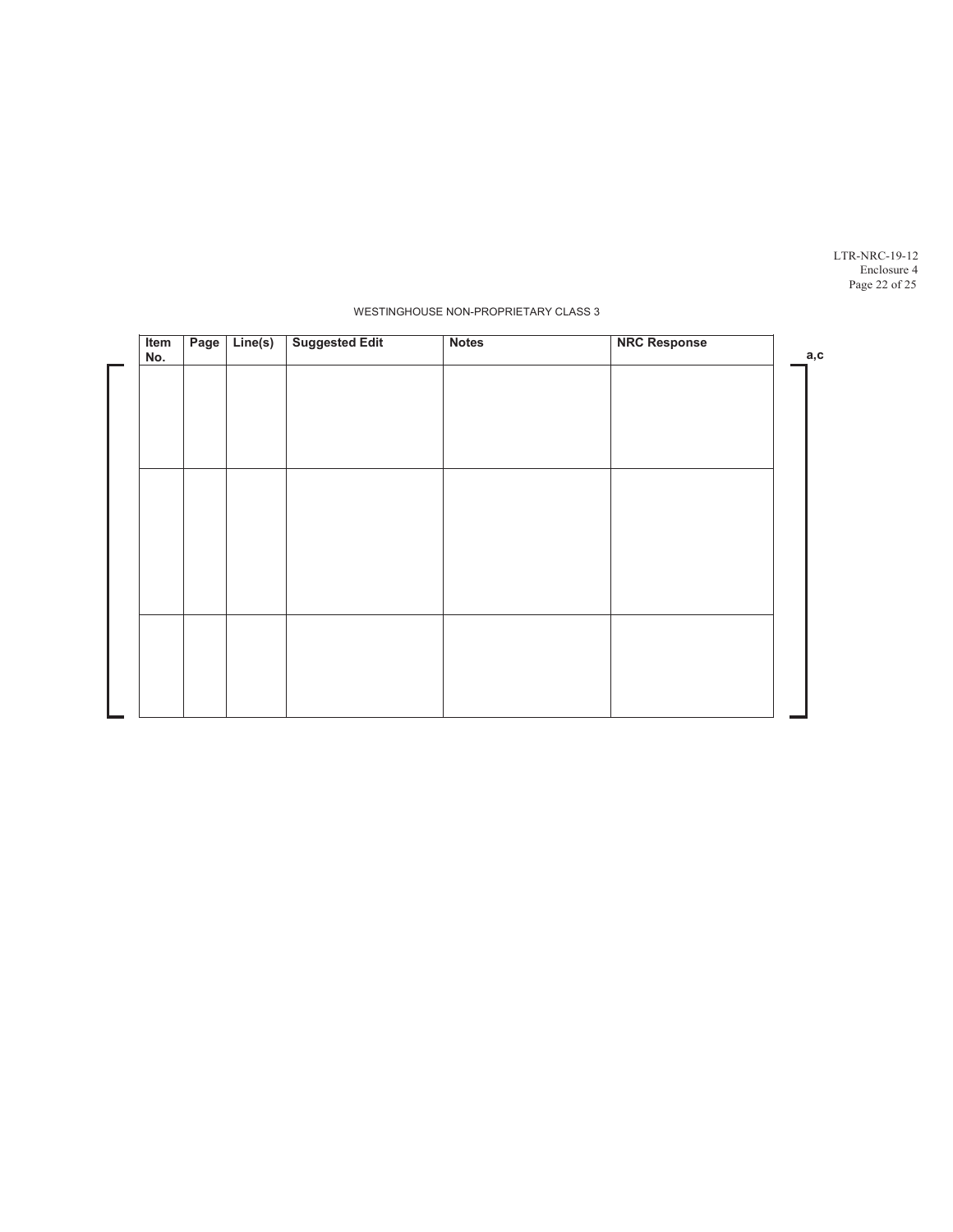WESTINGHOUSE NON-PROPRIETARY CLASS 3

| Item No. | Page | Line(s) | Suggested Edit | Notes | NRC Response |
|---|---|---|---|---|---|
| | | | | | |
| | | | | | |
| | | | | | |

a,c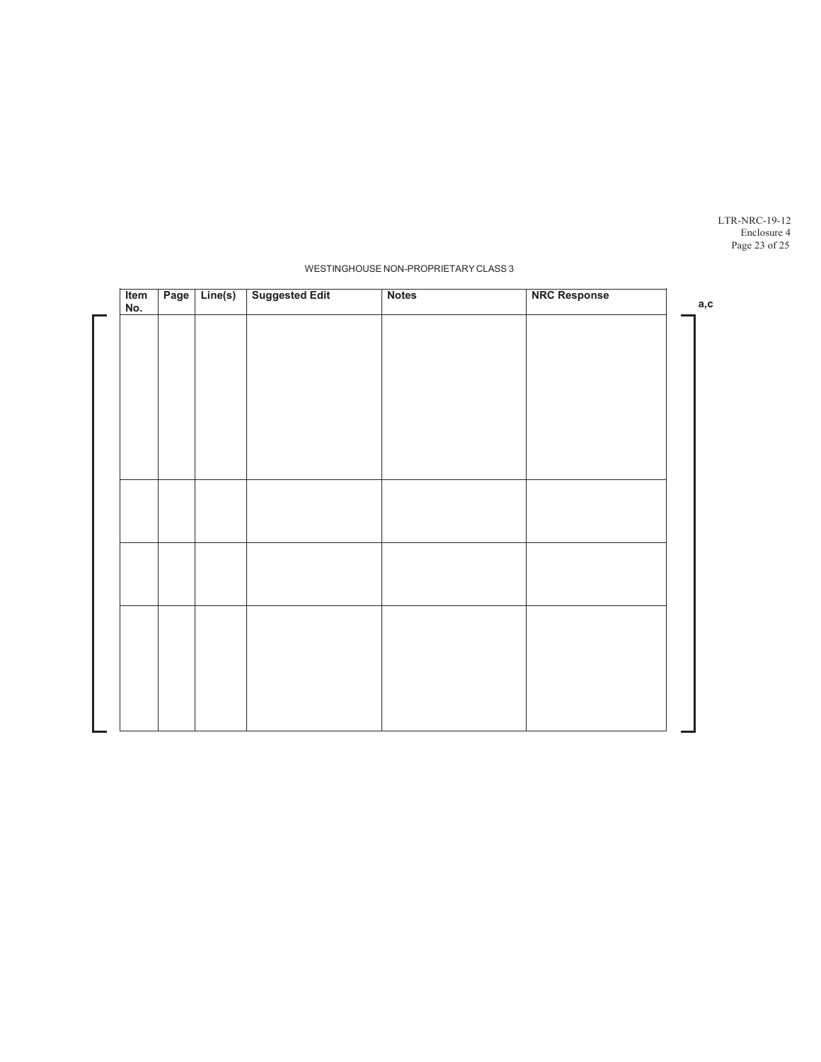WESTINGHOUSE NON-PROPRIETARY CLASS 3

a,c

| Item No. | Page | Line(s) | Suggested Edit | Notes | NRC Response |
| --- | --- | --- | --- | --- | --- |
| | | | | | |
| | | | | | |
| | | | | | |
| | | | | | |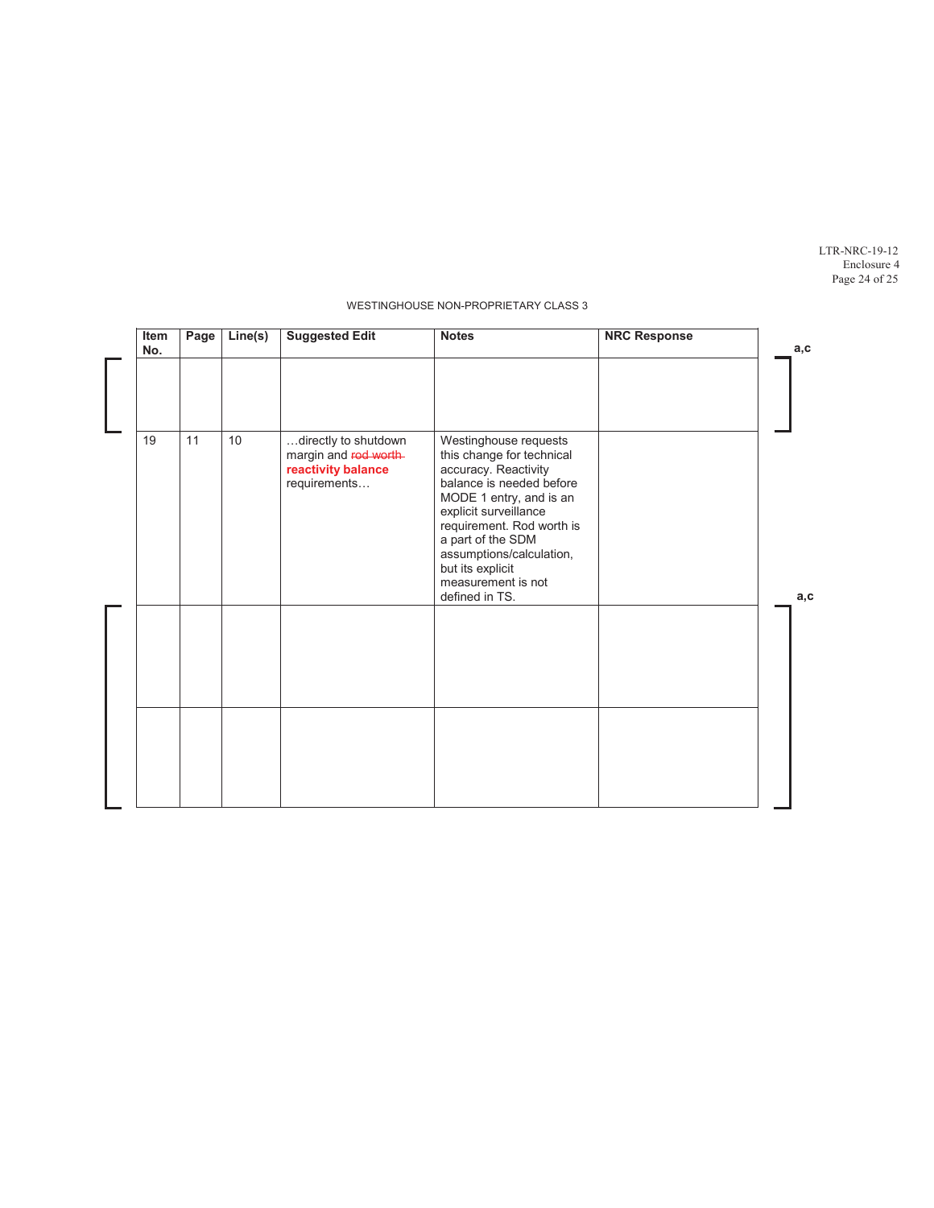WESTINGHOUSE NON-PROPRIETARY CLASS 3

| Item No. | Page | Line(s) | Suggested Edit | Notes | NRC Response |
|---|---|---|---|---|---|
| | | | | | |
| 19 | 11 | 10 | …directly to shutdown margin and ~~rod worth~~ **reactivity balance** requirements… | Westinghouse requests this change for technical accuracy. Reactivity balance is needed before MODE 1 entry, and is an explicit surveillance requirement. Rod worth is a part of the SDM assumptions/calculation, but its explicit measurement is not defined in TS. | |
| | | | | | |
| | | | | | |

a,c

a,c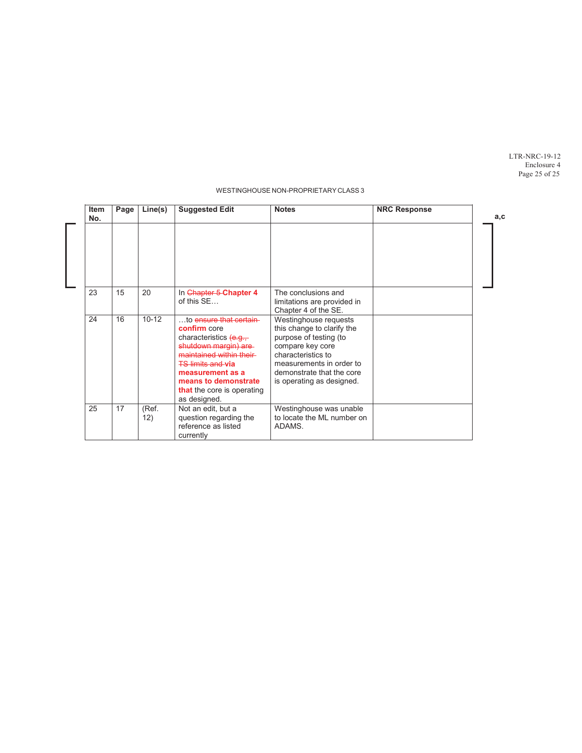LTR-NRC-19-12
Enclosure 4

WESTINGHOUSE NON-PROPRIETARY CLASS 3

| Item No. | Page | Line(s) | Suggested Edit | Notes | NRC Response |
|---|---|---|---|---|---|
| | | | | | |
| 23 | 15 | 20 | In ~~Chapter 5~~ **Chapter 4** of this SE… | The conclusions and limitations are provided in Chapter 4 of the SE. | |
| 24 | 16 | 10-12 | …to ~~ensure that certain~~ **confirm** core characteristics ~~(e.g., shutdown margin) are maintained within their TS limits and~~ **via measurement as a means to demonstrate that** the core is operating as designed. | Westinghouse requests this change to clarify the purpose of testing (to compare key core characteristics to measurements in order to demonstrate that the core is operating as designed. | |
| 25 | 17 | (Ref. 12) | Not an edit, but a question regarding the reference as listed currently | Westinghouse was unable to locate the ML number on ADAMS. | |

a,c